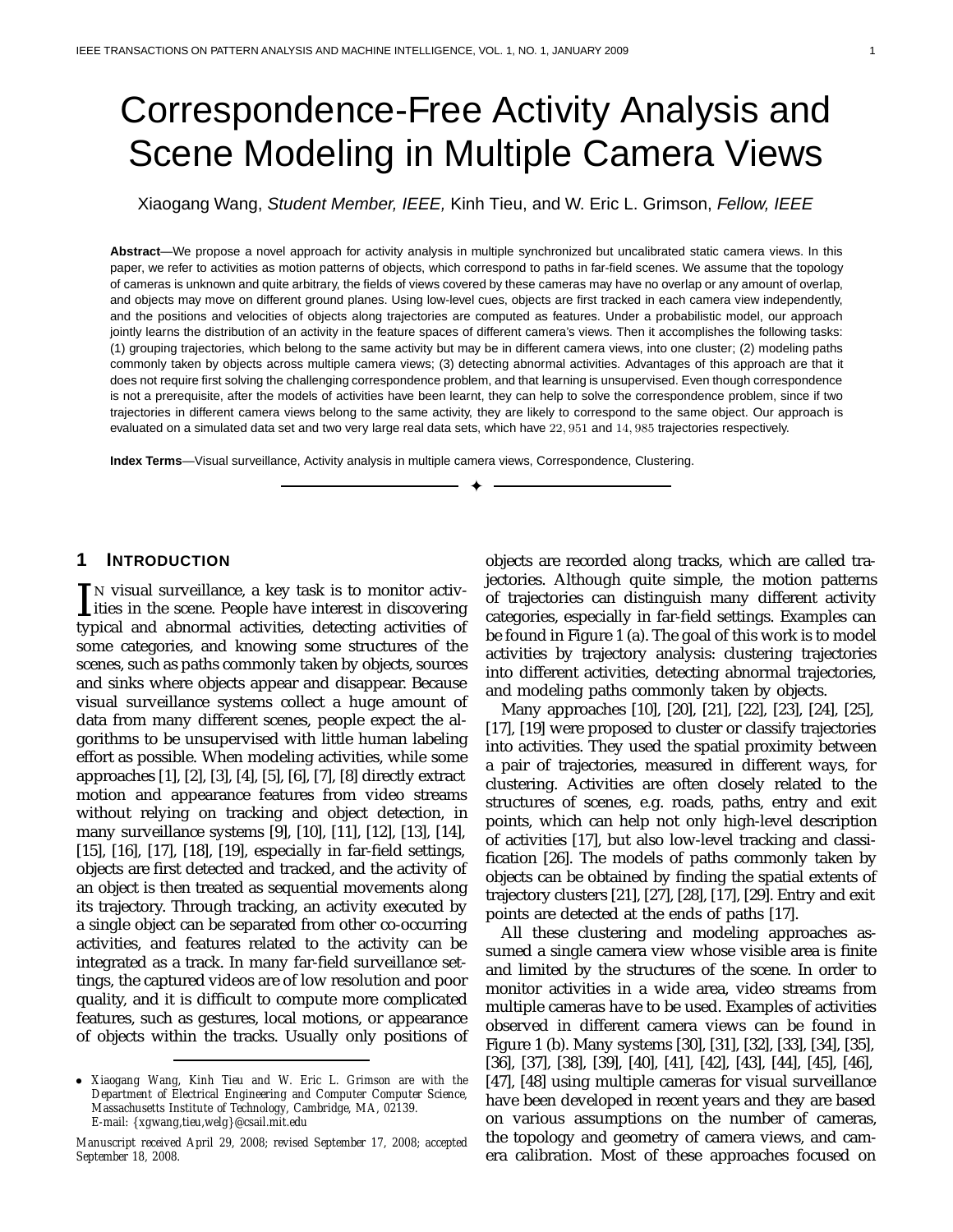# Correspondence-Free Activity Analysis and Scene Modeling in Multiple Camera Views

Xiaogang Wang, *Student Member, IEEE,* Kinh Tieu, and W. Eric L. Grimson, *Fellow, IEEE*

**Abstract**—We propose a novel approach for activity analysis in multiple synchronized but uncalibrated static camera views. In this paper, we refer to activities as motion patterns of objects, which correspond to paths in far-field scenes. We assume that the topology of cameras is unknown and quite arbitrary, the fields of views covered by these cameras may have no overlap or any amount of overlap, and objects may move on different ground planes. Using low-level cues, objects are first tracked in each camera view independently, and the positions and velocities of objects along trajectories are computed as features. Under a probabilistic model, our approach jointly learns the distribution of an activity in the feature spaces of different camera's views. Then it accomplishes the following tasks: (1) grouping trajectories, which belong to the same activity but may be in different camera views, into one cluster; (2) modeling paths commonly taken by objects across multiple camera views; (3) detecting abnormal activities. Advantages of this approach are that it does not require first solving the challenging correspondence problem, and that learning is unsupervised. Even though correspondence is not a prerequisite, after the models of activities have been learnt, they can help to solve the correspondence problem, since if two trajectories in different camera views belong to the same activity, they are likely to correspond to the same object. Our approach is evaluated on a simulated data set and two very large real data sets, which have $22,951$ and $14,985$ trajectories respectively.

**Index Terms**—Visual surveillance, Activity analysis in multiple camera views, Correspondence, Clustering.

## 1 Introduction

In visual surveillance, a key task is to monitor activities in the scene. People have interest in discovering typical and abnormal activities, detecting activities of some categories, and knowing some structures of the scenes, such as paths commonly taken by objects, sources and sinks where objects appear and disappear. Because visual surveillance systems collect a huge amount of data from many different scenes, people expect the algorithms to be unsupervised with little human labeling effort as possible. When modeling activities, while some approaches [1], [2], [3], [4], [5], [6], [7], [8] directly extract motion and appearance features from video streams without relying on tracking and object detection, in many surveillance systems [9], [10], [11], [12], [13], [14], [15], [16], [17], [18], [19], especially in far-field settings, objects are first detected and tracked, and the activity of an object is then treated as sequential movements along its trajectory. Through tracking, an activity executed by a single object can be separated from other co-occurring activities, and features related to the activity can be integrated as a track. In many far-field surveillance settings, the captured videos are of low resolution and poor quality, and it is difficult to compute more complicated features, such as gestures, local motions, or appearance of objects within the tracks. Usually only positions of objects are recorded along tracks, which are called trajectories. Although quite simple, the motion patterns of trajectories can distinguish many different activity categories, especially in far-field settings. Examples can be found in Figure 1 (a). The goal of this work is to model activities by trajectory analysis: clustering trajectories into different activities, detecting abnormal trajectories, and modeling paths commonly taken by objects.

Many approaches [10], [20], [21], [22], [23], [24], [25], [17], [19] were proposed to cluster or classify trajectories into activities. They used the spatial proximity between a pair of trajectories, measured in different ways, for clustering. Activities are often closely related to the structures of scenes, e.g. roads, paths, entry and exit points, which can help not only high-level description of activities [17], but also low-level tracking and classification [26]. The models of paths commonly taken by objects can be obtained by finding the spatial extents of trajectory clusters [21], [27], [28], [17], [29]. Entry and exit points are detected at the ends of paths [17].

All these clustering and modeling approaches assumed a single camera view whose visible area is finite and limited by the structures of the scene. In order to monitor activities in a wide area, video streams from multiple cameras have to be used. Examples of activities observed in different camera views can be found in Figure 1 (b). Many systems [30], [31], [32], [33], [34], [35], [36], [37], [38], [39], [40], [41], [42], [43], [44], [45], [46], [47], [48] using multiple cameras for visual surveillance have been developed in recent years and they are based on various assumptions on the number of cameras, the topology and geometry of camera views, and camera calibration. Most of these approaches focused on

- Xiaogang Wang, Kinh Tieu and W. Eric L. Grimson are with the Department of Electrical Engineering and Computer Computer Science, Massachusetts Institute of Technology, Cambridge, MA, 02139. E-mail: {xgwang,tieu,welg}@csail.mit.edu

Manuscript received April 29, 2008; revised September 17, 2008; accepted September 18, 2008.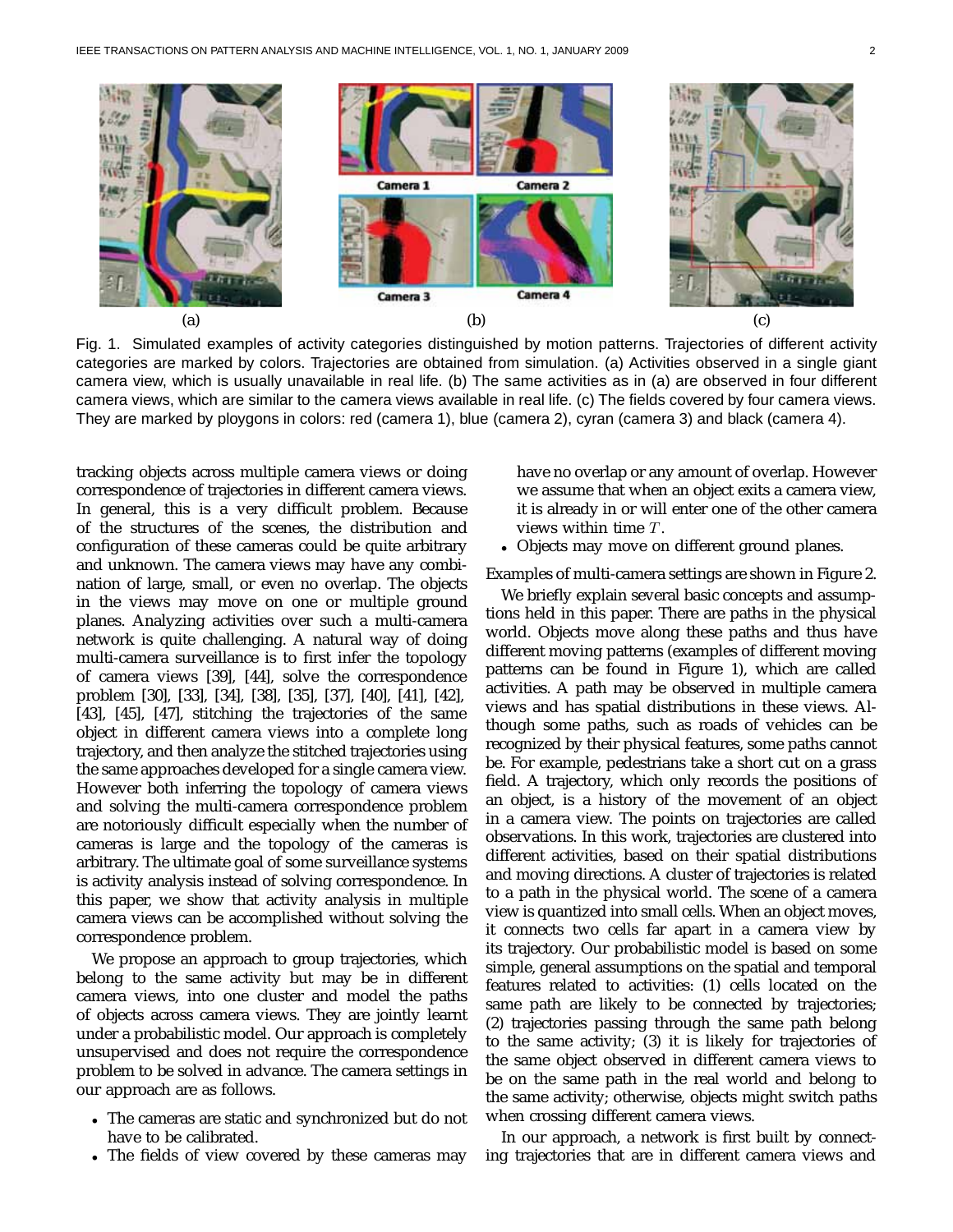Fig. 1. Simulated examples of activity categories distinguished by motion patterns. Trajectories of different activity categories are marked by colors. Trajectories are obtained from simulation. (a) Activities observed in a single giant camera view, which is usually unavailable in real life. (b) The same activities as in (a) are observed in four different camera views, which are similar to the camera views available in real life. (c) The fields covered by four camera views. They are marked by ploygons in colors: red (camera 1), blue (camera 2), cyran (camera 3) and black (camera 4).

tracking objects across multiple camera views or doing correspondence of trajectories in different camera views. In general, this is a very difficult problem. Because of the structures of the scenes, the distribution and configuration of these cameras could be quite arbitrary and unknown. The camera views may have any combination of large, small, or even no overlap. The objects in the views may move on one or multiple ground planes. Analyzing activities over such a multi-camera network is quite challenging. A natural way of doing multi-camera surveillance is to first infer the topology of camera views [39], [44], solve the correspondence problem [30], [33], [34], [38], [35], [37], [40], [41], [42], [43], [45], [47], stitching the trajectories of the same object in different camera views into a complete long trajectory, and then analyze the stitched trajectories using the same approaches developed for a single camera view. However both inferring the topology of camera views and solving the multi-camera correspondence problem are notoriously difficult especially when the number of cameras is large and the topology of the cameras is arbitrary. The ultimate goal of some surveillance systems is activity analysis instead of solving correspondence. In this paper, we show that activity analysis in multiple camera views can be accomplished without solving the correspondence problem.

We propose an approach to group trajectories, which belong to the same activity but may be in different camera views, into one cluster and model the paths of objects across camera views. They are jointly learnt under a probabilistic model. Our approach is completely unsupervised and does not require the correspondence problem to be solved in advance. The camera settings in our approach are as follows.

- The cameras are static and synchronized but do not have to be calibrated.
- The fields of view covered by these cameras may have no overlap or any amount of overlap. However we assume that when an object exits a camera view, it is already in or will enter one of the other camera views within time $T$.
- Objects may move on different ground planes.

Examples of multi-camera settings are shown in Figure 2.

We briefly explain several basic concepts and assumptions held in this paper. There are paths in the physical world. Objects move along these paths and thus have different moving patterns (examples of different moving patterns can be found in Figure 1), which are called activities. A path may be observed in multiple camera views and has spatial distributions in these views. Although some paths, such as roads of vehicles can be recognized by their physical features, some paths cannot be. For example, pedestrians take a short cut on a grass field. A trajectory, which only records the positions of an object, is a history of the movement of an object in a camera view. The points on trajectories are called observations. In this work, trajectories are clustered into different activities, based on their spatial distributions and moving directions. A cluster of trajectories is related to a path in the physical world. The scene of a camera view is quantized into small cells. When an object moves, it connects two cells far apart in a camera view by its trajectory. Our probabilistic model is based on some simple, general assumptions on the spatial and temporal features related to activities: (1) cells located on the same path are likely to be connected by trajectories; (2) trajectories passing through the same path belong to the same activity; (3) it is likely for trajectories of the same object observed in different camera views to be on the same path in the real world and belong to the same activity; otherwise, objects might switch paths when crossing different camera views.

In our approach, a network is first built by connecting trajectories that are in different camera views and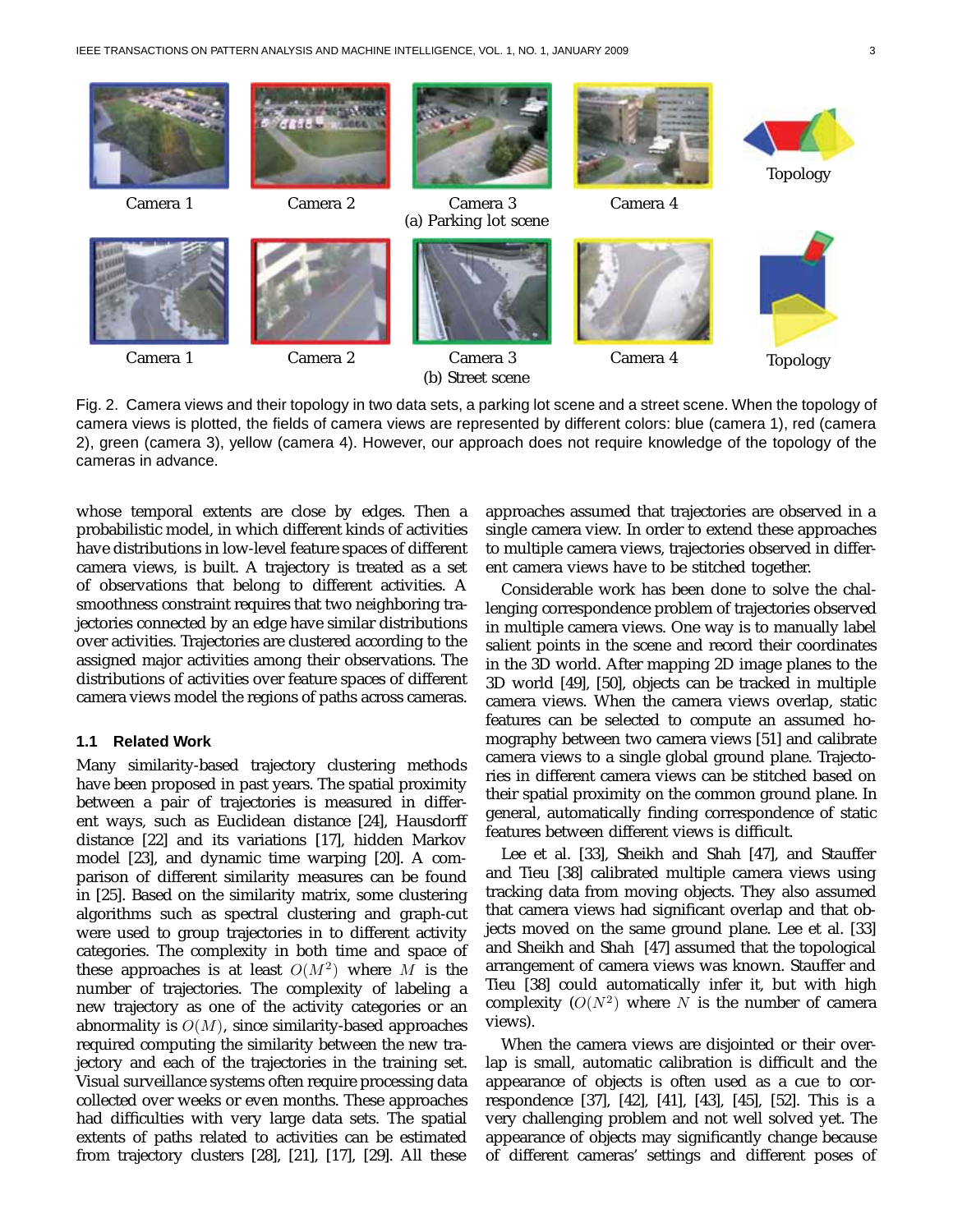Camera 1 Camera 2 Camera 3 Camera 4 Topology

(a) Parking lot scene

Camera 1 Camera 2 Camera 3 Camera 4 Topology

(b) Street scene

Fig. 2. Camera views and their topology in two data sets, a parking lot scene and a street scene. When the topology of camera views is plotted, the fields of camera views are represented by different colors: blue (camera 1), red (camera 2), green (camera 3), yellow (camera 4). However, our approach does not require knowledge of the topology of the cameras in advance.

whose temporal extents are close by edges. Then a probabilistic model, in which different kinds of activities have distributions in low-level feature spaces of different camera views, is built. A trajectory is treated as a set of observations that belong to different activities. A smoothness constraint requires that two neighboring trajectories connected by an edge have similar distributions over activities. Trajectories are clustered according to the assigned major activities among their observations. The distributions of activities over feature spaces of different camera views model the regions of paths across cameras.

### 1.1 Related Work

Many similarity-based trajectory clustering methods have been proposed in past years. The spatial proximity between a pair of trajectories is measured in different ways, such as Euclidean distance [24], Hausdorff distance [22] and its variations [17], hidden Markov model [23], and dynamic time warping [20]. A comparison of different similarity measures can be found in [25]. Based on the similarity matrix, some clustering algorithms such as spectral clustering and graph-cut were used to group trajectories in to different activity categories. The complexity in both time and space of these approaches is at least $O(M^2)$ where $M$ is the number of trajectories. The complexity of labeling a new trajectory as one of the activity categories or an abnormality is $O(M)$, since similarity-based approaches required computing the similarity between the new trajectory and each of the trajectories in the training set. Visual surveillance systems often require processing data collected over weeks or even months. These approaches had difficulties with very large data sets. The spatial extents of paths related to activities can be estimated from trajectory clusters [28], [21], [17], [29]. All these approaches assumed that trajectories are observed in a single camera view. In order to extend these approaches to multiple camera views, trajectories observed in different camera views have to be stitched together.

Considerable work has been done to solve the challenging correspondence problem of trajectories observed in multiple camera views. One way is to manually label salient points in the scene and record their coordinates in the 3D world. After mapping 2D image planes to the 3D world [49], [50], objects can be tracked in multiple camera views. When the camera views overlap, static features can be selected to compute an assumed homography between two camera views [51] and calibrate camera views to a single global ground plane. Trajectories in different camera views can be stitched based on their spatial proximity on the common ground plane. In general, automatically finding correspondence of static features between different views is difficult.

Lee et al. [33], Sheikh and Shah [47], and Stauffer and Tieu [38] calibrated multiple camera views using tracking data from moving objects. They also assumed that camera views had significant overlap and that objects moved on the same ground plane. Lee et al. [33] and Sheikh and Shah [47] assumed that the topological arrangement of camera views was known. Stauffer and Tieu [38] could automatically infer it, but with high complexity ($O(N^2)$ where $N$ is the number of camera views).

When the camera views are disjointed or their overlap is small, automatic calibration is difficult and the appearance of objects is often used as a cue to correspondence [37], [42], [41], [43], [45], [52]. This is a very challenging problem and not well solved yet. The appearance of objects may significantly change because of different cameras' settings and different poses of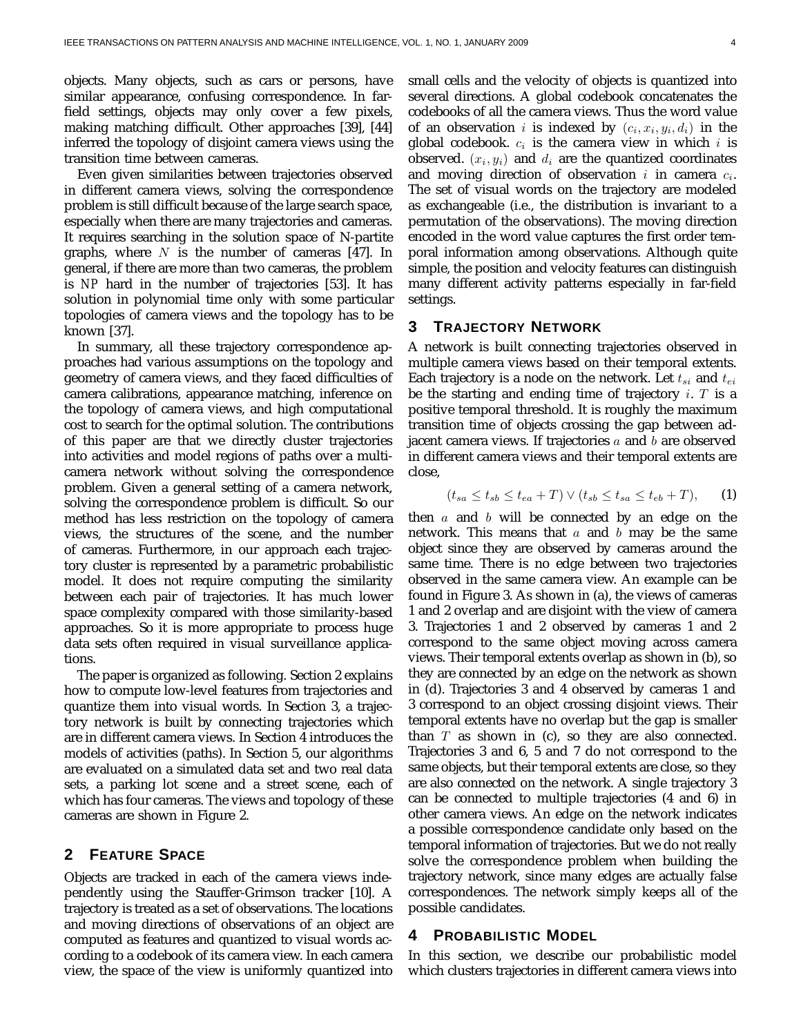objects. Many objects, such as cars or persons, have similar appearance, confusing correspondence. In far-field settings, objects may only cover a few pixels, making matching difficult. Other approaches [39], [44] inferred the topology of disjoint camera views using the transition time between cameras.

Even given similarities between trajectories observed in different camera views, solving the correspondence problem is still difficult because of the large search space, especially when there are many trajectories and cameras. It requires searching in the solution space of N-partite graphs, where $N$ is the number of cameras [47]. In general, if there are more than two cameras, the problem is NP hard in the number of trajectories [53]. It has solution in polynomial time only with some particular topologies of camera views and the topology has to be known [37].

In summary, all these trajectory correspondence approaches had various assumptions on the topology and geometry of camera views, and they faced difficulties of camera calibrations, appearance matching, inference on the topology of camera views, and high computational cost to search for the optimal solution. The contributions of this paper are that we directly cluster trajectories into activities and model regions of paths over a multi-camera network without solving the correspondence problem. Given a general setting of a camera network, solving the correspondence problem is difficult. So our method has less restriction on the topology of camera views, the structures of the scene, and the number of cameras. Furthermore, in our approach each trajectory cluster is represented by a parametric probabilistic model. It does not require computing the similarity between each pair of trajectories. It has much lower space complexity compared with those similarity-based approaches. So it is more appropriate to process huge data sets often required in visual surveillance applications.

The paper is organized as following. Section 2 explains how to compute low-level features from trajectories and quantize them into visual words. In Section 3, a trajectory network is built by connecting trajectories which are in different camera views. In Section 4 introduces the models of activities (paths). In Section 5, our algorithms are evaluated on a simulated data set and two real data sets, a parking lot scene and a street scene, each of which has four cameras. The views and topology of these cameras are shown in Figure 2.

## 2 Feature Space

Objects are tracked in each of the camera views independently using the Stauffer-Grimson tracker [10]. A trajectory is treated as a set of observations. The locations and moving directions of observations of an object are computed as features and quantized to visual words according to a codebook of its camera view. In each camera view, the space of the view is uniformly quantized into small cells and the velocity of objects is quantized into several directions. A global codebook concatenates the codebooks of all the camera views. Thus the word value of an observation $i$ is indexed by $(c_i, x_i, y_i, d_i)$ in the global codebook. $c_i$ is the camera view in which $i$ is observed. $(x_i, y_i)$ and $d_i$ are the quantized coordinates and moving direction of observation $i$ in camera $c_i$. The set of visual words on the trajectory are modeled as exchangeable (i.e., the distribution is invariant to a permutation of the observations). The moving direction encoded in the word value captures the first order temporal information among observations. Although quite simple, the position and velocity features can distinguish many different activity patterns especially in far-field settings.

## 3 Trajectory Network

A network is built connecting trajectories observed in multiple camera views based on their temporal extents. Each trajectory is a node on the network. Let $t_{si}$ and $t_{ei}$ be the starting and ending time of trajectory $i$. $T$ is a positive temporal threshold. It is roughly the maximum transition time of objects crossing the gap between adjacent camera views. If trajectories $a$ and $b$ are observed in different camera views and their temporal extents are close,

$$(t_{sa} \leq t_{sb} \leq t_{ea} + T) \vee (t_{sb} \leq t_{sa} \leq t_{eb} + T), \qquad (1)$$

then $a$ and $b$ will be connected by an edge on the network. This means that $a$ and $b$ may be the same object since they are observed by cameras around the same time. There is no edge between two trajectories observed in the same camera view. An example can be found in Figure 3. As shown in (a), the views of cameras 1 and 2 overlap and are disjoint with the view of camera 3. Trajectories 1 and 2 observed by cameras 1 and 2 correspond to the same object moving across camera views. Their temporal extents overlap as shown in (b), so they are connected by an edge on the network as shown in (d). Trajectories 3 and 4 observed by cameras 1 and 3 correspond to an object crossing disjoint views. Their temporal extents have no overlap but the gap is smaller than $T$ as shown in (c), so they are also connected. Trajectories 3 and 6, 5 and 7 do not correspond to the same objects, but their temporal extents are close, so they are also connected on the network. A single trajectory 3 can be connected to multiple trajectories (4 and 6) in other camera views. An edge on the network indicates a possible correspondence candidate only based on the temporal information of trajectories. But we do not really solve the correspondence problem when building the trajectory network, since many edges are actually false correspondences. The network simply keeps all of the possible candidates.

## 4 Probabilistic Model

In this section, we describe our probabilistic model which clusters trajectories in different camera views into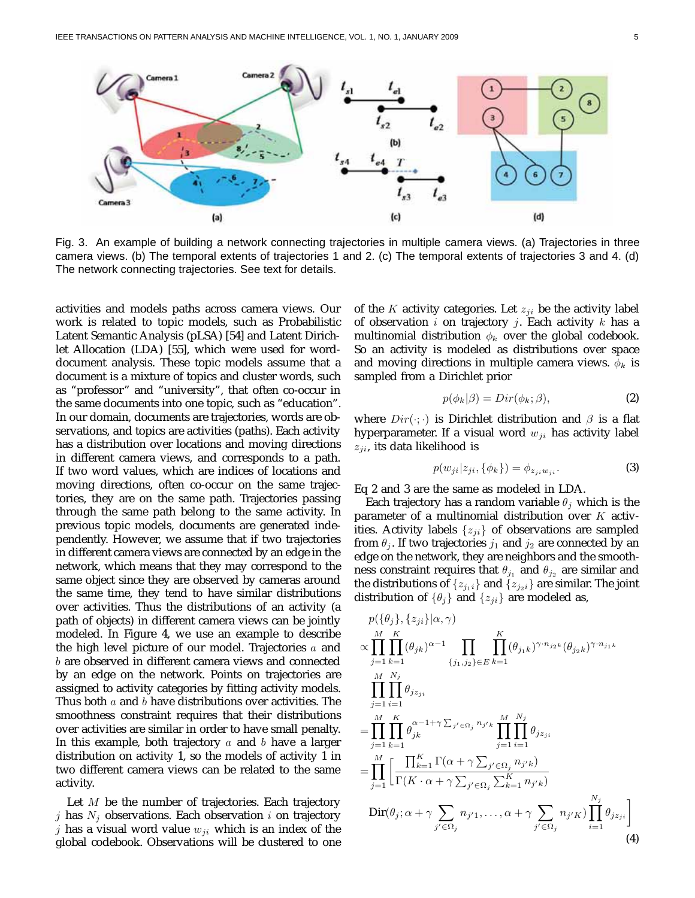Camera 1

Camera 2

Camera 3

(a)

$t_{s1}$ $t_{e1}$ $t_{s2}$ $t_{e2}$

(b)

$t_{s4}$ $t_{e4}$ $T$ $t_{s3}$ $t_{e3}$

(c)

(d)

Fig. 3. An example of building a network connecting trajectories in multiple camera views. (a) Trajectories in three camera views. (b) The temporal extents of trajectories 1 and 2. (c) The temporal extents of trajectories 3 and 4. (d) The network connecting trajectories. See text for details.

activities and models paths across camera views. Our work is related to topic models, such as Probabilistic Latent Semantic Analysis (pLSA) [54] and Latent Dirichlet Allocation (LDA) [55], which were used for word-document analysis. These topic models assume that a document is a mixture of topics and cluster words, such as "professor" and "university", that often co-occur in the same documents into one topic, such as "education". In our domain, documents are trajectories, words are observations, and topics are activities (paths). Each activity has a distribution over locations and moving directions in different camera views, and corresponds to a path. If two word values, which are indices of locations and moving directions, often co-occur on the same trajectories, they are on the same path. Trajectories passing through the same path belong to the same activity. In previous topic models, documents are generated independently. However, we assume that if two trajectories in different camera views are connected by an edge in the network, which means that they may correspond to the same object since they are observed by cameras around the same time, they tend to have similar distributions over activities. Thus the distributions of an activity (a path of objects) in different camera views can be jointly modeled. In Figure 4, we use an example to describe the high level picture of our model. Trajectories $a$ and $b$ are observed in different camera views and connected by an edge on the network. Points on trajectories are assigned to activity categories by fitting activity models. Thus both $a$ and $b$ have distributions over activities. The smoothness constraint requires that their distributions over activities are similar in order to have small penalty. In this example, both trajectory $a$ and $b$ have a larger distribution on activity 1, so the models of activity 1 in two different camera views can be related to the same activity.

Let $M$ be the number of trajectories. Each trajectory $j$ has $N_j$ observations. Each observation $i$ on trajectory $j$ has a visual word value $w_{ji}$ which is an index of the global codebook. Observations will be clustered to one of the $K$ activity categories. Let $z_{ji}$ be the activity label of observation $i$ on trajectory $j$. Each activity $k$ has a multinomial distribution $\phi_k$ over the global codebook. So an activity is modeled as distributions over space and moving directions in multiple camera views. $\phi_k$ is sampled from a Dirichlet prior

$$p(\phi_k|\beta) = Dir(\phi_k; \beta), \tag{2}$$

where $Dir(\cdot;\cdot)$ is Dirichlet distribution and $\beta$ is a flat hyperparameter. If a visual word $w_{ji}$ has activity label $z_{ji}$, its data likelihood is

$$p(w_{ji}|z_{ji}, \{\phi_k\}) = \phi_{z_{ji}w_{ji}}. \tag{3}$$

Eq 2 and 3 are the same as modeled in LDA.

Each trajectory has a random variable $\theta_j$ which is the parameter of a multinomial distribution over $K$ activities. Activity labels $\{z_{ji}\}$ of observations are sampled from $\theta_j$. If two trajectories $j_1$ and $j_2$ are connected by an edge on the network, they are neighbors and the smoothness constraint requires that $\theta_{j_1}$ and $\theta_{j_2}$ are similar and the distributions of $\{z_{j_1i}\}$ and $\{z_{j_2i}\}$ are similar. The joint distribution of $\{\theta_j\}$ and $\{z_{ji}\}$ are modeled as,

$$\begin{aligned}
&p(\{\theta_j\}, \{z_{ji}\}|\alpha, \gamma) \\
&\propto \prod_{j=1}^{M}\prod_{k=1}^{K}(\theta_{jk})^{\alpha-1} \prod_{\{j_1,j_2\}\in E}\prod_{k=1}^{K}(\theta_{j_1k})^{\gamma\cdot n_{j_2k}}(\theta_{j_2k})^{\gamma\cdot n_{j_1k}} \\
&\prod_{j=1}^{M}\prod_{i=1}^{N_j}\theta_{jz_{ji}} \\
&= \prod_{j=1}^{M}\prod_{k=1}^{K}\theta_{jk}^{\alpha-1+\gamma\sum_{j'\in\Omega_j}n_{j'k}}\prod_{j=1}^{M}\prod_{i=1}^{N_j}\theta_{jz_{ji}} \\
&= \prod_{j=1}^{M}\Bigg[\frac{\prod_{k=1}^{K}\Gamma(\alpha+\gamma\sum_{j'\in\Omega_j}n_{j'k})}{\Gamma(K\cdot\alpha+\gamma\sum_{j'\in\Omega_j}\sum_{k=1}^{K}n_{j'k})} \\
&\quad \text{Dir}(\theta_j; \alpha+\gamma\sum_{j'\in\Omega_j}n_{j'1}, \ldots, \alpha+\gamma\sum_{j'\in\Omega_j}n_{j'K})\prod_{i=1}^{N_j}\theta_{jz_{ji}}\Bigg]
\end{aligned} \tag{4}$$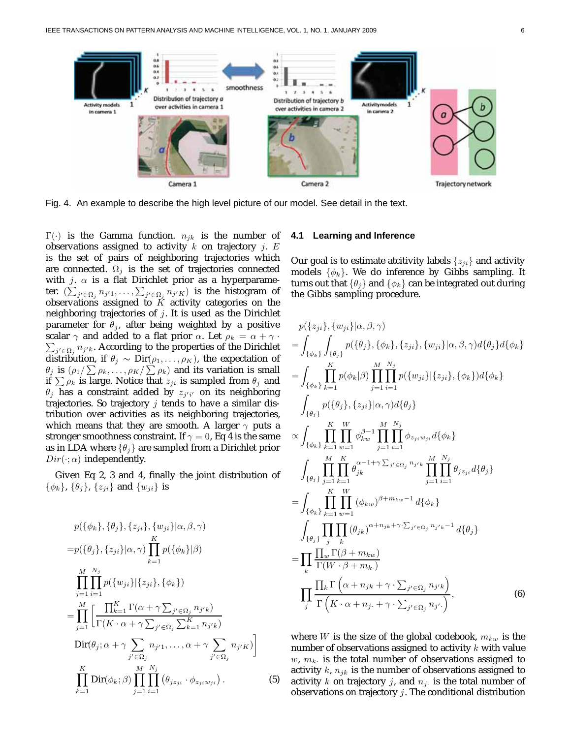Fig. 4. An example to describe the high level picture of our model. See detail in the text.

$\Gamma(\cdot)$ is the Gamma function. $n_{jk}$ is the number of observations assigned to activity $k$ on trajectory $j$. $E$ is the set of pairs of neighboring trajectories which are connected. $\Omega_j$ is the set of trajectories connected with $j$. $\alpha$ is a flat Dirichlet prior as a hyperparameter. $(\sum_{j' \in \Omega_j} n_{j'1}, \ldots, \sum_{j' \in \Omega_j} n_{j'K})$ is the histogram of observations assigned to $K$ activity categories on the neighboring trajectories of $j$. It is used as the Dirichlet parameter for $\theta_j$, after being weighted by a positive scalar $\gamma$ and added to a flat prior $\alpha$. Let $\rho_k = \alpha + \gamma \cdot \sum_{j' \in \Omega_j} n_{j'k}$. According to the properties of the Dirichlet distribution, if $\theta_j \sim \text{Dir}(\rho_1, \ldots, \rho_K)$, the expectation of $\theta_j$ is $(\rho_1/\sum \rho_k, \ldots, \rho_K/\sum \rho_k)$ and its variation is small if $\sum \rho_k$ is large. Notice that $z_{ji}$ is sampled from $\theta_j$ and $\theta_j$ has a constraint added by $z_{j'i'}$ on its neighboring trajectories. So trajectory $j$ tends to have a similar distribution over activities as its neighboring trajectories, which means that they are smooth. A larger $\gamma$ puts a stronger smoothness constraint. If $\gamma = 0$, Eq 4 is the same as in LDA where $\{\theta_j\}$ are sampled from a Dirichlet prior $Dir(\cdot; \alpha)$ independently.

Given Eq 2, 3 and 4, finally the joint distribution of $\{\phi_k\}$, $\{\theta_j\}$, $\{z_{ji}\}$ and $\{w_{ji}\}$ is

$$
\begin{aligned}
& p(\{\phi_k\}, \{\theta_j\}, \{z_{ji}\}, \{w_{ji}\} | \alpha, \beta, \gamma) \\
=& p(\{\theta_j\}, \{z_{ji}\} | \alpha, \gamma) \prod_{k=1}^{K} p(\{\phi_k\} | \beta) \\
& \prod_{j=1}^{M} \prod_{i=1}^{N_j} p(\{w_{ji}\} | \{z_{ji}\}, \{\phi_k\}) \\
=& \prod_{j=1}^{M} \Big[ \frac{\prod_{k=1}^{K} \Gamma(\alpha + \gamma \sum_{j' \in \Omega_j} n_{j'k})}{\Gamma(K \cdot \alpha + \gamma \sum_{j' \in \Omega_j} \sum_{k=1}^{K} n_{j'k})} \\
& \text{Dir}(\theta_j; \alpha + \gamma \sum_{j' \in \Omega_j} n_{j'1}, \ldots, \alpha + \gamma \sum_{j' \in \Omega_j} n_{j'K}) \Big] \\
& \prod_{k=1}^{K} \text{Dir}(\phi_k; \beta) \prod_{j=1}^{M} \prod_{i=1}^{N_j} \left( \theta_{j z_{ji}} \cdot \phi_{z_{ji} w_{ji}} \right).
\end{aligned} \tag{5}
$$

### 4.1 Learning and Inference

Our goal is to estimate atcitivity labels $\{z_{ji}\}$ and activity models $\{\phi_k\}$. We do inference by Gibbs sampling. It turns out that $\{\theta_j\}$ and $\{\phi_k\}$ can be integrated out during the Gibbs sampling procedure.

$$
\begin{aligned}
& p(\{z_{ji}\}, \{w_{ji}\} | \alpha, \beta, \gamma) \\
=& \int_{\{\phi_k\}} \int_{\{\theta_j\}} p(\{\theta_j\}, \{\phi_k\}, \{z_{ji}\}, \{w_{ji}\} | \alpha, \beta, \gamma) d\{\theta_j\} d\{\phi_k\} \\
=& \int_{\{\phi_k\}} \prod_{k=1}^{K} p(\phi_k | \beta) \prod_{j=1}^{M} \prod_{i=1}^{N_j} p(\{w_{ji}\} | \{z_{ji}\}, \{\phi_k\}) d\{\phi_k\} \\
& \int_{\{\theta_j\}} p(\{\theta_j\}, \{z_{ji}\} | \alpha, \gamma) d\{\theta_j\} \\
\propto & \int_{\{\phi_k\}} \prod_{k=1}^{K} \prod_{w=1}^{W} \phi_{kw}^{\beta - 1} \prod_{j=1}^{M} \prod_{i=1}^{N_j} \phi_{z_{ji} w_{ji}} d\{\phi_k\} \\
& \int_{\{\theta_j\}} \prod_{j=1}^{M} \prod_{k=1}^{K} \theta_{jk}^{\alpha - 1 + \gamma \sum_{j' \in \Omega_j} n_{j'k}} \prod_{j=1}^{M} \prod_{i=1}^{N_j} \theta_{j z_{ji}} d\{\theta_j\} \\
=& \int_{\{\phi_k\}} \prod_{k=1}^{K} \prod_{w=1}^{W} (\phi_{kw})^{\beta + m_{kw} - 1} d\{\phi_k\} \\
& \int_{\{\theta_j\}} \prod_{j} \prod_{k} (\theta_{jk})^{\alpha + n_{jk} + \gamma \cdot \sum_{j' \in \Omega_j} n_{j'k} - 1} d\{\theta_j\} \\
=& \prod_{k} \frac{\prod_{w} \Gamma(\beta + m_{kw})}{\Gamma(W \cdot \beta + m_{k\cdot})} \\
& \prod_{j} \frac{\prod_{k} \Gamma\left(\alpha + n_{jk} + \gamma \cdot \sum_{j' \in \Omega_j} n_{j'k}\right)}{\Gamma\left(K \cdot \alpha + n_{j\cdot} + \gamma \cdot \sum_{j' \in \Omega_j} n_{j'\cdot}\right)},
\end{aligned} \tag{6}
$$

where $W$ is the size of the global codebook, $m_{kw}$ is the number of observations assigned to activity $k$ with value $w$, $m_{k\cdot}$ is the total number of observations assigned to activity $k$, $n_{jk}$ is the number of observations assigned to activity $k$ on trajectory $j$, and $n_{j\cdot}$ is the total number of observations on trajectory $j$. The conditional distribution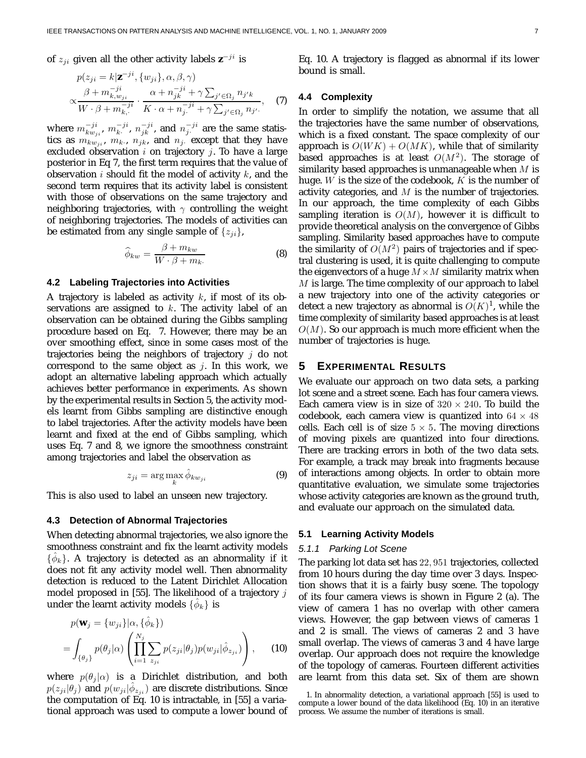of $z_{ji}$ given all the other activity labels $\mathbf{z}^{-ji}$ is

$$p(z_{ji} = k | \mathbf{z}^{-ji}, \{w_{ji}\}, \alpha, \beta, \gamma) \propto \frac{\beta + m_{k,w_{ji}}^{-ji}}{W \cdot \beta + m_{k,\cdot}^{-ji}} \cdot \frac{\alpha + n_{jk}^{-ji} + \gamma \sum_{j' \in \Omega_j} n_{j'k}}{K \cdot \alpha + n_{j\cdot}^{-ji} + \gamma \sum_{j' \in \Omega_j} n_{j'\cdot}}, \quad (7)$$

where $m_{kw_{ji}}^{-ji}$, $m_{k\cdot}^{-ji}$, $n_{jk}^{-ji}$, and $n_{j\cdot}^{-ji}$ are the same statistics as $m_{kw_{ji}}$, $m_{k\cdot}$, $n_{jk}$, and $n_{j\cdot}$ except that they have excluded observation $i$ on trajectory $j$. To have a large posterior in Eq 7, the first term requires that the value of observation $i$ should fit the model of activity $k$, and the second term requires that its activity label is consistent with those of observations on the same trajectory and neighboring trajectories, with $\gamma$ controlling the weight of neighboring trajectories. The models of activities can be estimated from any single sample of $\{z_{ji}\}$,

$$\widehat{\phi}_{kw} = \frac{\beta + m_{kw}}{W \cdot \beta + m_{k\cdot}} \quad (8)$$

### 4.2 Labeling Trajectories into Activities

A trajectory is labeled as activity $k$, if most of its observations are assigned to $k$. The activity label of an observation can be obtained during the Gibbs sampling procedure based on Eq. 7. However, there may be an over smoothing effect, since in some cases most of the trajectories being the neighbors of trajectory $j$ do not correspond to the same object as $j$. In this work, we adopt an alternative labeling approach which actually achieves better performance in experiments. As shown by the experimental results in Section 5, the activity models learnt from Gibbs sampling are distinctive enough to label trajectories. After the activity models have been learnt and fixed at the end of Gibbs sampling, which uses Eq. 7 and 8, we ignore the smoothness constraint among trajectories and label the observation as

$$z_{ji} = \arg\max_k \hat{\phi}_{kw_{ji}} \quad (9)$$

This is also used to label an unseen new trajectory.

### 4.3 Detection of Abnormal Trajectories

When detecting abnormal trajectories, we also ignore the smoothness constraint and fix the learnt activity models $\{\hat{\phi}_k\}$. A trajectory is detected as an abnormality if it does not fit any activity model well. Then abnormality detection is reduced to the Latent Dirichlet Allocation model proposed in [55]. The likelihood of a trajectory $j$ under the learnt activity models $\{\hat{\phi}_k\}$ is

$$p(\mathbf{w}_j = \{w_{ji}\} | \alpha, \{\hat{\phi}_k\}) = \int_{\{\theta_j\}} p(\theta_j | \alpha) \left( \prod_{i=1}^{N_j} \sum_{z_{ji}} p(z_{ji} | \theta_j) p(w_{ji} | \hat{\phi}_{z_{ji}}) \right), \quad (10)$$

where $p(\theta_j | \alpha)$ is a Dirichlet distribution, and both $p(z_{ji} | \theta_j)$ and $p(w_{ji} | \hat{\phi}_{z_{ji}})$ are discrete distributions. Since the computation of Eq. 10 is intractable, in [55] a variational approach was used to compute a lower bound of Eq. 10. A trajectory is flagged as abnormal if its lower bound is small.

### 4.4 Complexity

In order to simplify the notation, we assume that all the trajectories have the same number of observations, which is a fixed constant. The space complexity of our approach is $O(WK) + O(MK)$, while that of similarity based approaches is at least $O(M^2)$. The storage of similarity based approaches is unmanageable when $M$ is huge. $W$ is the size of the codebook, $K$ is the number of activity categories, and $M$ is the number of trajectories. In our approach, the time complexity of each Gibbs sampling iteration is $O(M)$, however it is difficult to provide theoretical analysis on the convergence of Gibbs sampling. Similarity based approaches have to compute the similarity of $O(M^2)$ pairs of trajectories and if spectral clustering is used, it is quite challenging to compute the eigenvectors of a huge $M \times M$ similarity matrix when $M$ is large. The time complexity of our approach to label a new trajectory into one of the activity categories or detect a new trajectory as abnormal is $O(K)$[1], while the time complexity of similarity based approaches is at least $O(M)$. So our approach is much more efficient when the number of trajectories is huge.

## 5 Experimental Results

We evaluate our approach on two data sets, a parking lot scene and a street scene. Each has four camera views. Each camera view is in size of $320 \times 240$. To build the codebook, each camera view is quantized into $64 \times 48$ cells. Each cell is of size $5 \times 5$. The moving directions of moving pixels are quantized into four directions. There are tracking errors in both of the two data sets. For example, a track may break into fragments because of interactions among objects. In order to obtain more quantitative evaluation, we simulate some trajectories whose activity categories are known as the ground truth, and evaluate our approach on the simulated data.

### 5.1 Learning Activity Models

#### 5.1.1 Parking Lot Scene

The parking lot data set has 22,951 trajectories, collected from 10 hours during the day time over 3 days. Inspection shows that it is a fairly busy scene. The topology of its four camera views is shown in Figure 2 (a). The view of camera 1 has no overlap with other camera views. However, the gap between views of cameras 1 and 2 is small. The views of cameras 2 and 3 have small overlap. The views of cameras 3 and 4 have large overlap. Our approach does not require the knowledge of the topology of cameras. Fourteen different activities are learnt from this data set. Six of them are shown

1. In abnormality detection, a variational approach [55] is used to compute a lower bound of the data likelihood (Eq. 10) in an iterative process. We assume the number of iterations is small.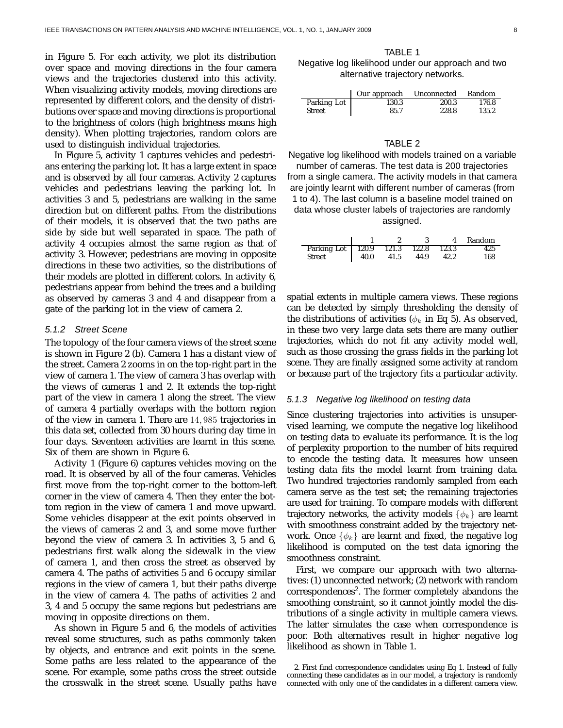in Figure 5. For each activity, we plot its distribution over space and moving directions in the four camera views and the trajectories clustered into this activity. When visualizing activity models, moving directions are represented by different colors, and the density of distributions over space and moving directions is proportional to the brightness of colors (high brightness means high density). When plotting trajectories, random colors are used to distinguish individual trajectories.

In Figure 5, activity 1 captures vehicles and pedestrians entering the parking lot. It has a large extent in space and is observed by all four cameras. Activity 2 captures vehicles and pedestrians leaving the parking lot. In activities 3 and 5, pedestrians are walking in the same direction but on different paths. From the distributions of their models, it is observed that the two paths are side by side but well separated in space. The path of activity 4 occupies almost the same region as that of activity 3. However, pedestrians are moving in opposite directions in these two activities, so the distributions of their models are plotted in different colors. In activity 6, pedestrians appear from behind the trees and a building as observed by cameras 3 and 4 and disappear from a gate of the parking lot in the view of camera 2.

#### 5.1.2 Street Scene

The topology of the four camera views of the street scene is shown in Figure 2 (b). Camera 1 has a distant view of the street. Camera 2 zooms in on the top-right part in the view of camera 1. The view of camera 3 has overlap with the views of cameras 1 and 2. It extends the top-right part of the view in camera 1 along the street. The view of camera 4 partially overlaps with the bottom region of the view in camera 1. There are $14,985$ trajectories in this data set, collected from 30 hours during day time in four days. Seventeen activities are learnt in this scene. Six of them are shown in Figure 6.

Activity 1 (Figure 6) captures vehicles moving on the road. It is observed by all of the four cameras. Vehicles first move from the top-right corner to the bottom-left corner in the view of camera 4. Then they enter the bottom region in the view of camera 1 and move upward. Some vehicles disappear at the exit points observed in the views of cameras 2 and 3, and some move further beyond the view of camera 3. In activities 3, 5 and 6, pedestrians first walk along the sidewalk in the view of camera 1, and then cross the street as observed by camera 4. The paths of activities 5 and 6 occupy similar regions in the view of camera 1, but their paths diverge in the view of camera 4. The paths of activities 2 and 3, 4 and 5 occupy the same regions but pedestrians are moving in opposite directions on them.

As shown in Figure 5 and 6, the models of activities reveal some structures, such as paths commonly taken by objects, and entrance and exit points in the scene. Some paths are less related to the appearance of the scene. For example, some paths cross the street outside the crosswalk in the street scene. Usually paths have spatial extents in multiple camera views. These regions can be detected by simply thresholding the density of the distributions of activities ($\phi_k$ in Eq 5). As observed, in these two very large data sets there are many outlier trajectories, which do not fit any activity model well, such as those crossing the grass fields in the parking lot scene. They are finally assigned some activity at random or because part of the trajectory fits a particular activity.

TABLE 1
Negative log likelihood under our approach and two alternative trajectory networks.

| | Our approach | Unconnected | Random |
|---|---|---|---|
| Parking Lot | 130.3 | 200.3 | 176.8 |
| Street | 85.7 | 228.8 | 135.2 |

TABLE 2
Negative log likelihood with models trained on a variable number of cameras. The test data is 200 trajectories from a single camera. The activity models in that camera are jointly learnt with different number of cameras (from 1 to 4). The last column is a baseline model trained on data whose cluster labels of trajectories are randomly assigned.

| | 1 | 2 | 3 | 4 | Random |
|---|---|---|---|---|---|
| Parking Lot | 120.9 | 121.3 | 122.8 | 123.3 | 425 |
| Street | 40.0 | 41.5 | 44.9 | 42.2 | 168 |

#### 5.1.3 Negative log likelihood on testing data

Since clustering trajectories into activities is unsupervised learning, we compute the negative log likelihood on testing data to evaluate its performance. It is the log of perplexity proportion to the number of bits required to encode the testing data. It measures how unseen testing data fits the model learnt from training data. Two hundred trajectories randomly sampled from each camera serve as the test set; the remaining trajectories are used for training. To compare models with different trajectory networks, the activity models $\{\phi_k\}$ are learnt with smoothness constraint added by the trajectory network. Once $\{\phi_k\}$ are learnt and fixed, the negative log likelihood is computed on the test data ignoring the smoothness constraint.

First, we compare our approach with two alternatives: (1) unconnected network; (2) network with random correspondences[2]. The former completely abandons the smoothing constraint, so it cannot jointly model the distributions of a single activity in multiple camera views. The latter simulates the case when correspondence is poor. Both alternatives result in higher negative log likelihood as shown in Table 1.

2. First find correspondence candidates using Eq 1. Instead of fully connecting these candidates as in our model, a trajectory is randomly connected with only one of the candidates in a different camera view.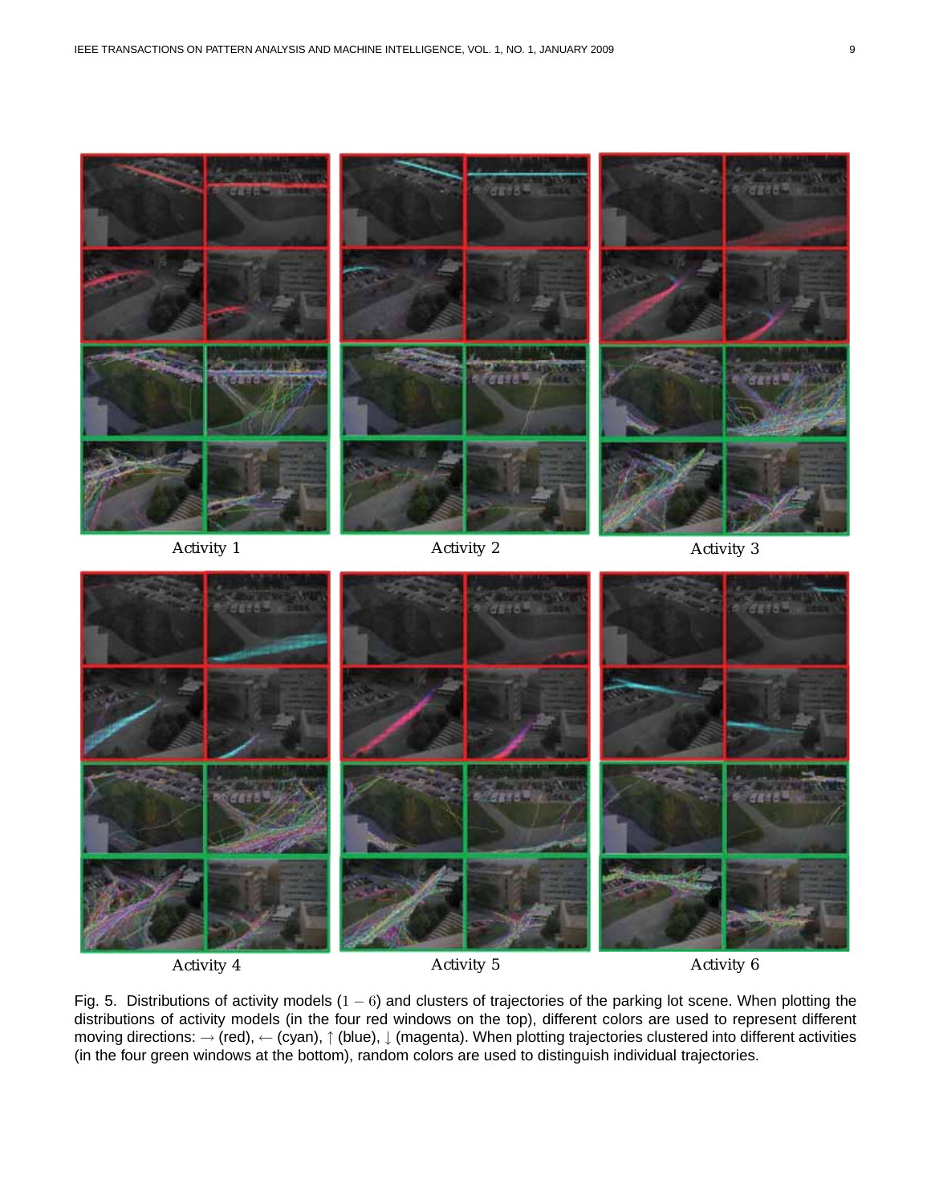Activity 1

Activity 2

Activity 3

Activity 4

Activity 5

Activity 6

Fig. 5. Distributions of activity models ($1-6$) and clusters of trajectories of the parking lot scene. When plotting the distributions of activity models (in the four red windows on the top), different colors are used to represent different moving directions: $\rightarrow$ (red), $\leftarrow$ (cyan), $\uparrow$ (blue), $\downarrow$ (magenta). When plotting trajectories clustered into different activities (in the four green windows at the bottom), random colors are used to distinguish individual trajectories.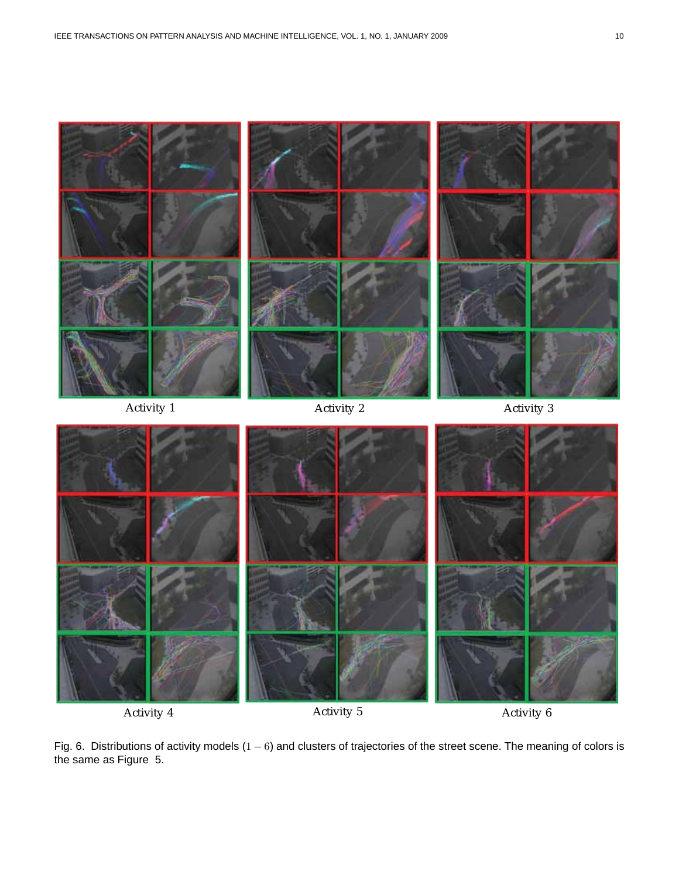Activity 1

Activity 2

Activity 3

Activity 4

Activity 5

Activity 6

Fig. 6. Distributions of activity models ($1 - 6$) and clusters of trajectories of the street scene. The meaning of colors is the same as Figure 5.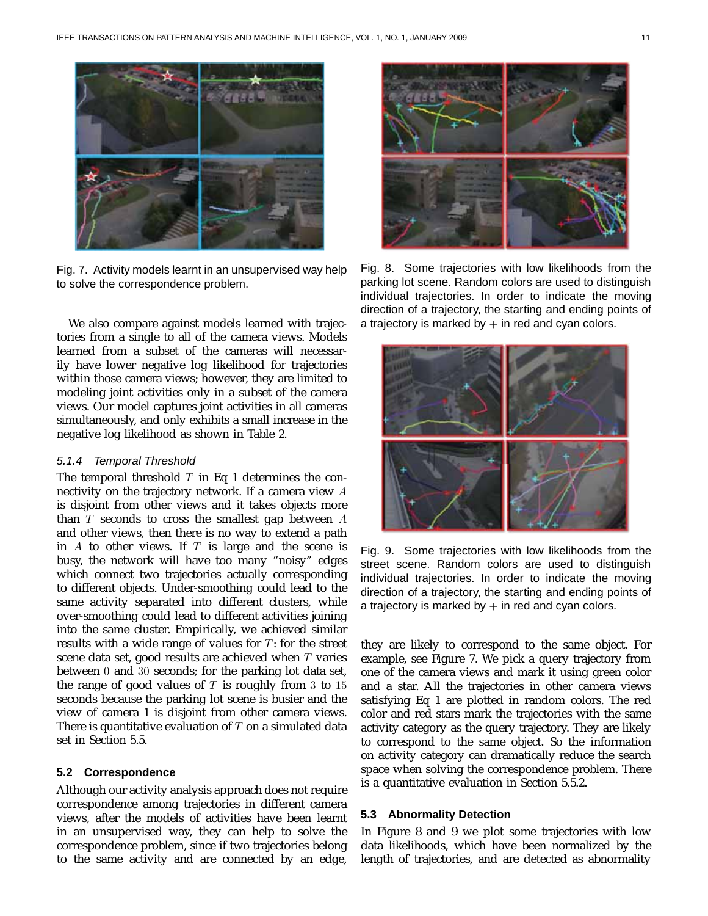Fig. 7. Activity models learnt in an unsupervised way help to solve the correspondence problem.

Fig. 8. Some trajectories with low likelihoods from the parking lot scene. Random colors are used to distinguish individual trajectories. In order to indicate the moving direction of a trajectory, the starting and ending points of a trajectory is marked by $+$ in red and cyan colors.

Fig. 9. Some trajectories with low likelihoods from the street scene. Random colors are used to distinguish individual trajectories. In order to indicate the moving direction of a trajectory, the starting and ending points of a trajectory is marked by $+$ in red and cyan colors.

We also compare against models learned with trajectories from a single to all of the camera views. Models learned from a subset of the cameras will necessarily have lower negative log likelihood for trajectories within those camera views; however, they are limited to modeling joint activities only in a subset of the camera views. Our model captures joint activities in all cameras simultaneously, and only exhibits a small increase in the negative log likelihood as shown in Table 2.

#### 5.1.4 Temporal Threshold

The temporal threshold $T$ in Eq 1 determines the connectivity on the trajectory network. If a camera view $A$ is disjoint from other views and it takes objects more than $T$ seconds to cross the smallest gap between $A$ and other views, then there is no way to extend a path in $A$ to other views. If $T$ is large and the scene is busy, the network will have too many "noisy" edges which connect two trajectories actually corresponding to different objects. Under-smoothing could lead to the same activity separated into different clusters, while over-smoothing could lead to different activities joining into the same cluster. Empirically, we achieved similar results with a wide range of values for $T$: for the street scene data set, good results are achieved when $T$ varies between $0$ and $30$ seconds; for the parking lot data set, the range of good values of $T$ is roughly from $3$ to $15$ seconds because the parking lot scene is busier and the view of camera 1 is disjoint from other camera views. There is quantitative evaluation of $T$ on a simulated data set in Section 5.5.

### 5.2 Correspondence

Although our activity analysis approach does not require correspondence among trajectories in different camera views, after the models of activities have been learnt in an unsupervised way, they can help to solve the correspondence problem, since if two trajectories belong to the same activity and are connected by an edge, they are likely to correspond to the same object. For example, see Figure 7. We pick a query trajectory from one of the camera views and mark it using green color and a star. All the trajectories in other camera views satisfying Eq 1 are plotted in random colors. The red color and red stars mark the trajectories with the same activity category as the query trajectory. They are likely to correspond to the same object. So the information on activity category can dramatically reduce the search space when solving the correspondence problem. There is a quantitative evaluation in Section 5.5.2.

### 5.3 Abnormality Detection

In Figure 8 and 9 we plot some trajectories with low data likelihoods, which have been normalized by the length of trajectories, and are detected as abnormality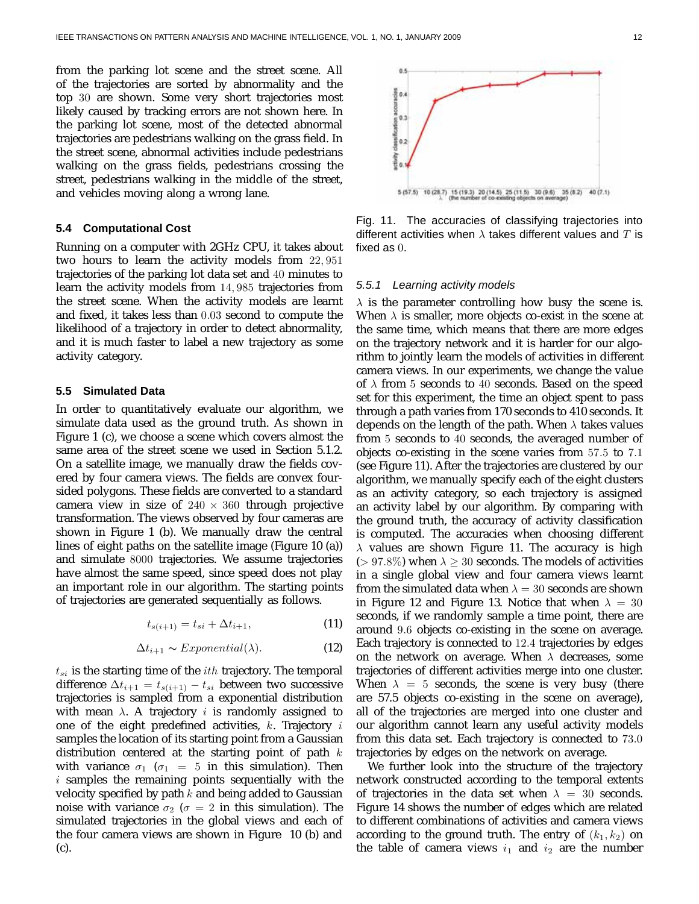from the parking lot scene and the street scene. All of the trajectories are sorted by abnormality and the top 30 are shown. Some very short trajectories most likely caused by tracking errors are not shown here. In the parking lot scene, most of the detected abnormal trajectories are pedestrians walking on the grass field. In the street scene, abnormal activities include pedestrians walking on the grass fields, pedestrians crossing the street, pedestrians walking in the middle of the street, and vehicles moving along a wrong lane.

### 5.4 Computational Cost

Running on a computer with 2GHz CPU, it takes about two hours to learn the activity models from 22,951 trajectories of the parking lot data set and 40 minutes to learn the activity models from 14,985 trajectories from the street scene. When the activity models are learnt and fixed, it takes less than 0.03 second to compute the likelihood of a trajectory in order to detect abnormality, and it is much faster to label a new trajectory as some activity category.

### 5.5 Simulated Data

In order to quantitatively evaluate our algorithm, we simulate data used as the ground truth. As shown in Figure 1 (c), we choose a scene which covers almost the same area of the street scene we used in Section 5.1.2. On a satellite image, we manually draw the fields covered by four camera views. The fields are convex four-sided polygons. These fields are converted to a standard camera view in size of $240 \times 360$ through projective transformation. The views observed by four cameras are shown in Figure 1 (b). We manually draw the central lines of eight paths on the satellite image (Figure 10 (a)) and simulate 8000 trajectories. We assume trajectories have almost the same speed, since speed does not play an important role in our algorithm. The starting points of trajectories are generated sequentially as follows.

$$t_{s(i+1)} = t_{si} + \Delta t_{i+1}, \tag{11}$$

$$\Delta t_{i+1} \sim Exponential(\lambda). \tag{12}$$

$t_{si}$ is the starting time of the $ith$ trajectory. The temporal difference $\Delta t_{i+1} = t_{s(i+1)} - t_{si}$ between two successive trajectories is sampled from a exponential distribution with mean $\lambda$. A trajectory $i$ is randomly assigned to one of the eight predefined activities, $k$. Trajectory $i$ samples the location of its starting point from a Gaussian distribution centered at the starting point of path $k$ with variance $\sigma_1$ ($\sigma_1 = 5$ in this simulation). Then $i$ samples the remaining points sequentially with the velocity specified by path $k$ and being added to Gaussian noise with variance $\sigma_2$ ($\sigma = 2$ in this simulation). The simulated trajectories in the global views and each of the four camera views are shown in Figure 10 (b) and (c).

Fig. 11. The accuracies of classifying trajectories into different activities when $\lambda$ takes different values and $T$ is fixed as 0.

#### 5.5.1 Learning activity models

$\lambda$ is the parameter controlling how busy the scene is. When $\lambda$ is smaller, more objects co-exist in the scene at the same time, which means that there are more edges on the trajectory network and it is harder for our algorithm to jointly learn the models of activities in different camera views. In our experiments, we change the value of $\lambda$ from 5 seconds to 40 seconds. Based on the speed set for this experiment, the time an object spent to pass through a path varies from 170 seconds to 410 seconds. It depends on the length of the path. When $\lambda$ takes values from 5 seconds to 40 seconds, the averaged number of objects co-existing in the scene varies from 57.5 to 7.1 (see Figure 11). After the trajectories are clustered by our algorithm, we manually specify each of the eight clusters as an activity category, so each trajectory is assigned an activity label by our algorithm. By comparing with the ground truth, the accuracy of activity classification is computed. The accuracies when choosing different $\lambda$ values are shown Figure 11. The accuracy is high ($> 97.8\%$) when $\lambda \geq 30$ seconds. The models of activities in a single global view and four camera views learnt from the simulated data when $\lambda = 30$ seconds are shown in Figure 12 and Figure 13. Notice that when $\lambda = 30$ seconds, if we randomly sample a time point, there are around 9.6 objects co-existing in the scene on average. Each trajectory is connected to 12.4 trajectories by edges on the network on average. When $\lambda$ decreases, some trajectories of different activities merge into one cluster. When $\lambda = 5$ seconds, the scene is very busy (there are 57.5 objects co-existing in the scene on average), all of the trajectories are merged into one cluster and our algorithm cannot learn any useful activity models from this data set. Each trajectory is connected to 73.0 trajectories by edges on the network on average.

We further look into the structure of the trajectory network constructed according to the temporal extents of trajectories in the data set when $\lambda = 30$ seconds. Figure 14 shows the number of edges which are related to different combinations of activities and camera views according to the ground truth. The entry of $(k_1, k_2)$ on the table of camera views $i_1$ and $i_2$ are the number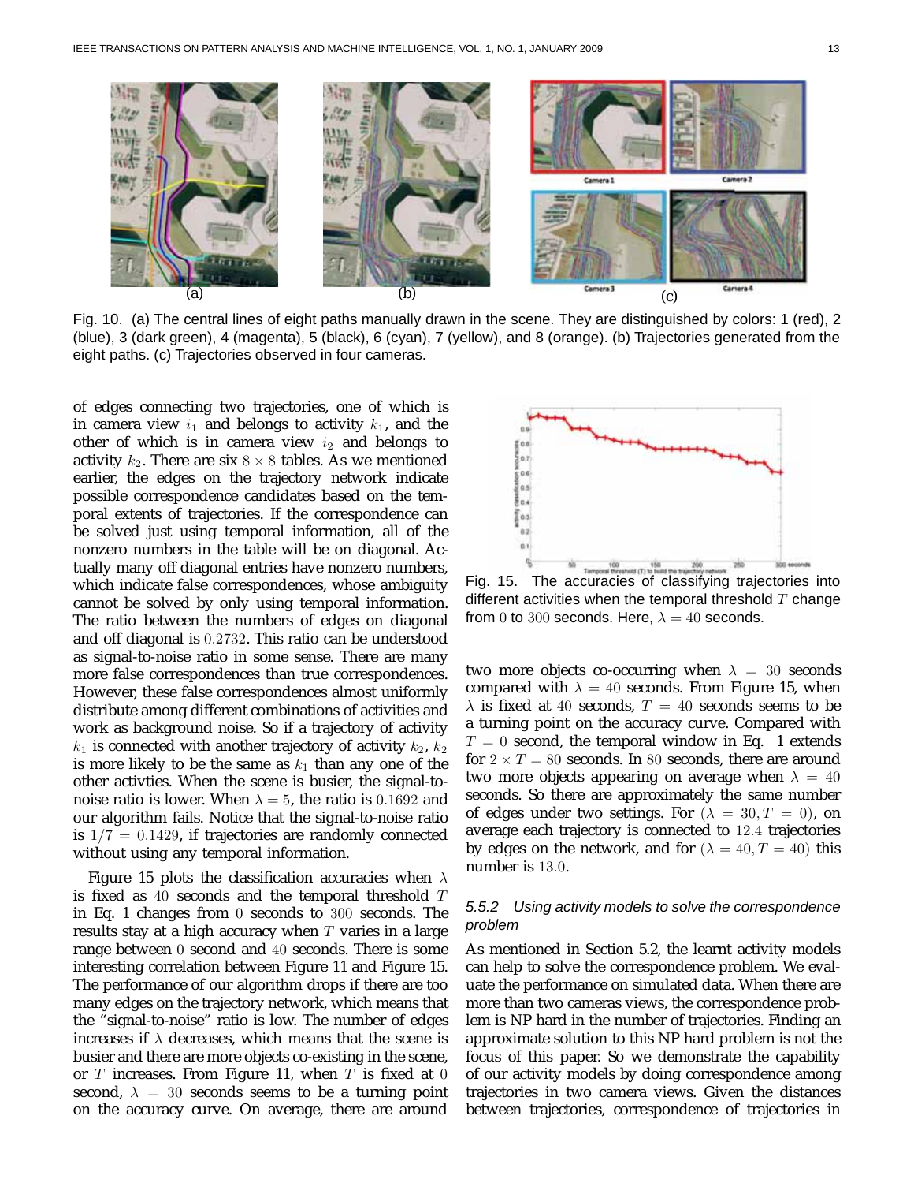Fig. 10. (a) The central lines of eight paths manually drawn in the scene. They are distinguished by colors: 1 (red), 2 (blue), 3 (dark green), 4 (magenta), 5 (black), 6 (cyan), 7 (yellow), and 8 (orange). (b) Trajectories generated from the eight paths. (c) Trajectories observed in four cameras.

of edges connecting two trajectories, one of which is in camera view $i_1$ and belongs to activity $k_1$, and the other of which is in camera view $i_2$ and belongs to activity $k_2$. There are six $8 \times 8$ tables. As we mentioned earlier, the edges on the trajectory network indicate possible correspondence candidates based on the temporal extents of trajectories. If the correspondence can be solved just using temporal information, all of the nonzero numbers in the table will be on diagonal. Actually many off diagonal entries have nonzero numbers, which indicate false correspondences, whose ambiguity cannot be solved by only using temporal information. The ratio between the numbers of edges on diagonal and off diagonal is $0.2732$. This ratio can be understood as signal-to-noise ratio in some sense. There are many more false correspondences than true correspondences. However, these false correspondences almost uniformly distribute among different combinations of activities and work as background noise. So if a trajectory of activity $k_1$ is connected with another trajectory of activity $k_2$, $k_2$ is more likely to be the same as $k_1$ than any one of the other activties. When the scene is busier, the signal-to-noise ratio is lower. When $\lambda = 5$, the ratio is $0.1692$ and our algorithm fails. Notice that the signal-to-noise ratio is $1/7 = 0.1429$, if trajectories are randomly connected without using any temporal information.

Figure 15 plots the classification accuracies when $\lambda$ is fixed as $40$ seconds and the temporal threshold $T$ in Eq. 1 changes from $0$ seconds to $300$ seconds. The results stay at a high accuracy when $T$ varies in a large range between $0$ second and $40$ seconds. There is some interesting correlation between Figure 11 and Figure 15. The performance of our algorithm drops if there are too many edges on the trajectory network, which means that the "signal-to-noise" ratio is low. The number of edges increases if $\lambda$ decreases, which means that the scene is busier and there are more objects co-existing in the scene, or $T$ increases. From Figure 11, when $T$ is fixed at $0$ second, $\lambda = 30$ seconds seems to be a turning point on the accuracy curve. On average, there are around two more objects co-occurring when $\lambda = 30$ seconds compared with $\lambda = 40$ seconds. From Figure 15, when $\lambda$ is fixed at $40$ seconds, $T = 40$ seconds seems to be a turning point on the accuracy curve. Compared with $T = 0$ second, the temporal window in Eq. 1 extends for $2 \times T = 80$ seconds. In $80$ seconds, there are around two more objects appearing on average when $\lambda = 40$ seconds. So there are approximately the same number of edges under two settings. For $(\lambda = 30, T = 0)$, on average each trajectory is connected to $12.4$ trajectories by edges on the network, and for $(\lambda = 40, T = 40)$ this number is $13.0$.

Fig. 15. The accuracies of classifying trajectories into different activities when the temporal threshold $T$ change from $0$ to $300$ seconds. Here, $\lambda = 40$ seconds.

#### 5.5.2 Using activity models to solve the correspondence problem

As mentioned in Section 5.2, the learnt activity models can help to solve the correspondence problem. We evaluate the performance on simulated data. When there are more than two cameras views, the correspondence problem is NP hard in the number of trajectories. Finding an approximate solution to this NP hard problem is not the focus of this paper. So we demonstrate the capability of our activity models by doing correspondence among trajectories in two camera views. Given the distances between trajectories, correspondence of trajectories in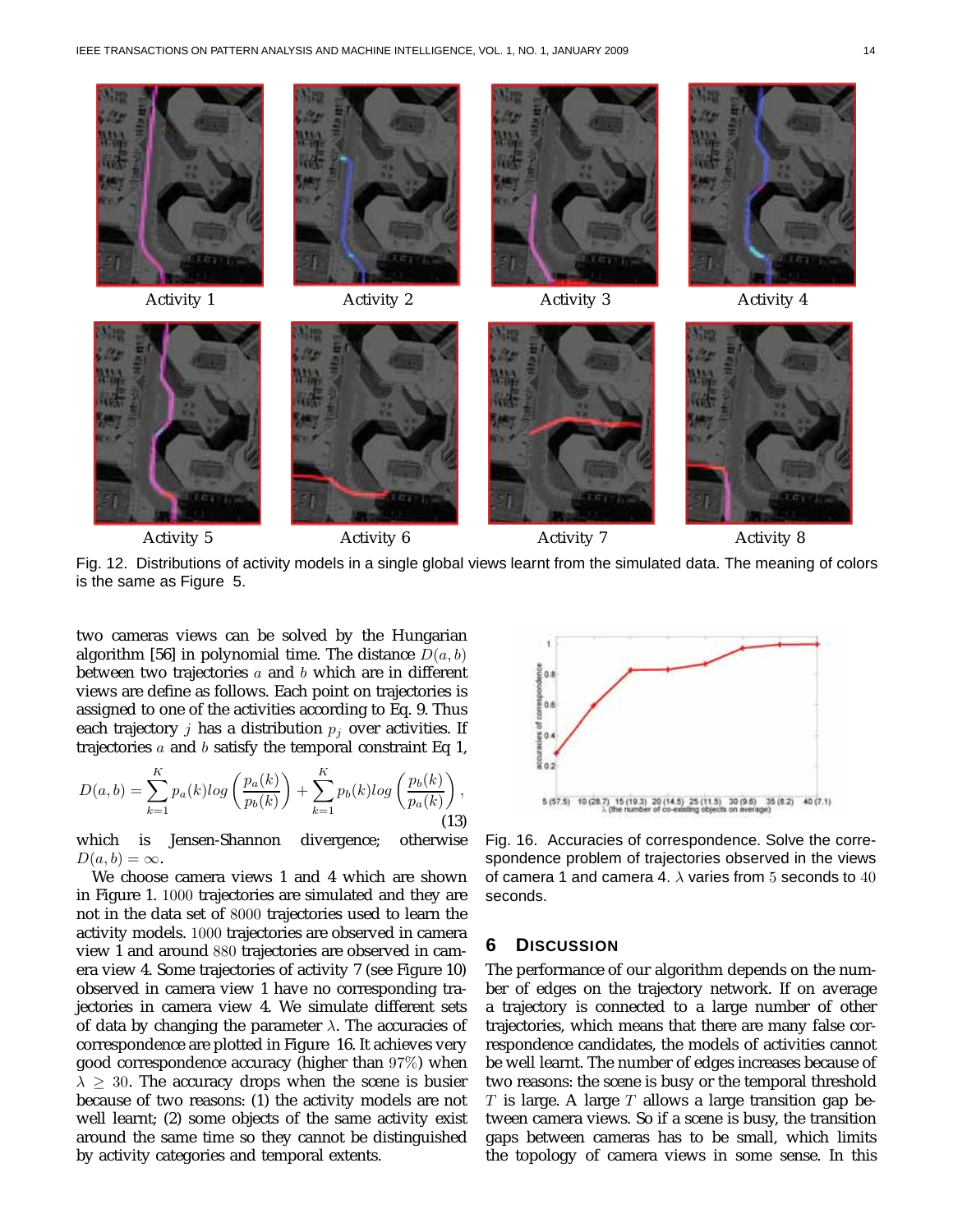Activity 1

Activity 2

Activity 3

Activity 4

Activity 5

Activity 6

Activity 7

Activity 8

Fig. 12. Distributions of activity models in a single global views learnt from the simulated data. The meaning of colors is the same as Figure 5.

two cameras views can be solved by the Hungarian algorithm [56] in polynomial time. The distance $D(a, b)$ between two trajectories $a$ and $b$ which are in different views are define as follows. Each point on trajectories is assigned to one of the activities according to Eq. 9. Thus each trajectory $j$ has a distribution $p_j$ over activities. If trajectories $a$ and $b$ satisfy the temporal constraint Eq 1,

$$D(a, b) = \sum_{k=1}^{K} p_a(k) log\left(\frac{p_a(k)}{p_b(k)}\right) + \sum_{k=1}^{K} p_b(k) log\left(\frac{p_b(k)}{p_a(k)}\right), \quad (13)$$

which is Jensen-Shannon divergence; otherwise $D(a, b) = \infty$.

We choose camera views 1 and 4 which are shown in Figure 1. $1000$ trajectories are simulated and they are not in the data set of $8000$ trajectories used to learn the activity models. $1000$ trajectories are observed in camera view 1 and around $880$ trajectories are observed in camera view 4. Some trajectories of activity 7 (see Figure 10) observed in camera view 1 have no corresponding trajectories in camera view 4. We simulate different sets of data by changing the parameter $\lambda$. The accuracies of correspondence are plotted in Figure 16. It achieves very good correspondence accuracy (higher than $97\%$) when $\lambda \geq 30$. The accuracy drops when the scene is busier because of two reasons: (1) the activity models are not well learnt; (2) some objects of the same activity exist around the same time so they cannot be distinguished by activity categories and temporal extents.

Fig. 16. Accuracies of correspondence. Solve the correspondence problem of trajectories observed in the views of camera 1 and camera 4. $\lambda$ varies from $5$ seconds to $40$ seconds.

## 6 Discussion

The performance of our algorithm depends on the number of edges on the trajectory network. If on average a trajectory is connected to a large number of other trajectories, which means that there are many false correspondence candidates, the models of activities cannot be well learnt. The number of edges increases because of two reasons: the scene is busy or the temporal threshold $T$ is large. A large $T$ allows a large transition gap between camera views. So if a scene is busy, the transition gaps between cameras has to be small, which limits the topology of camera views in some sense. In this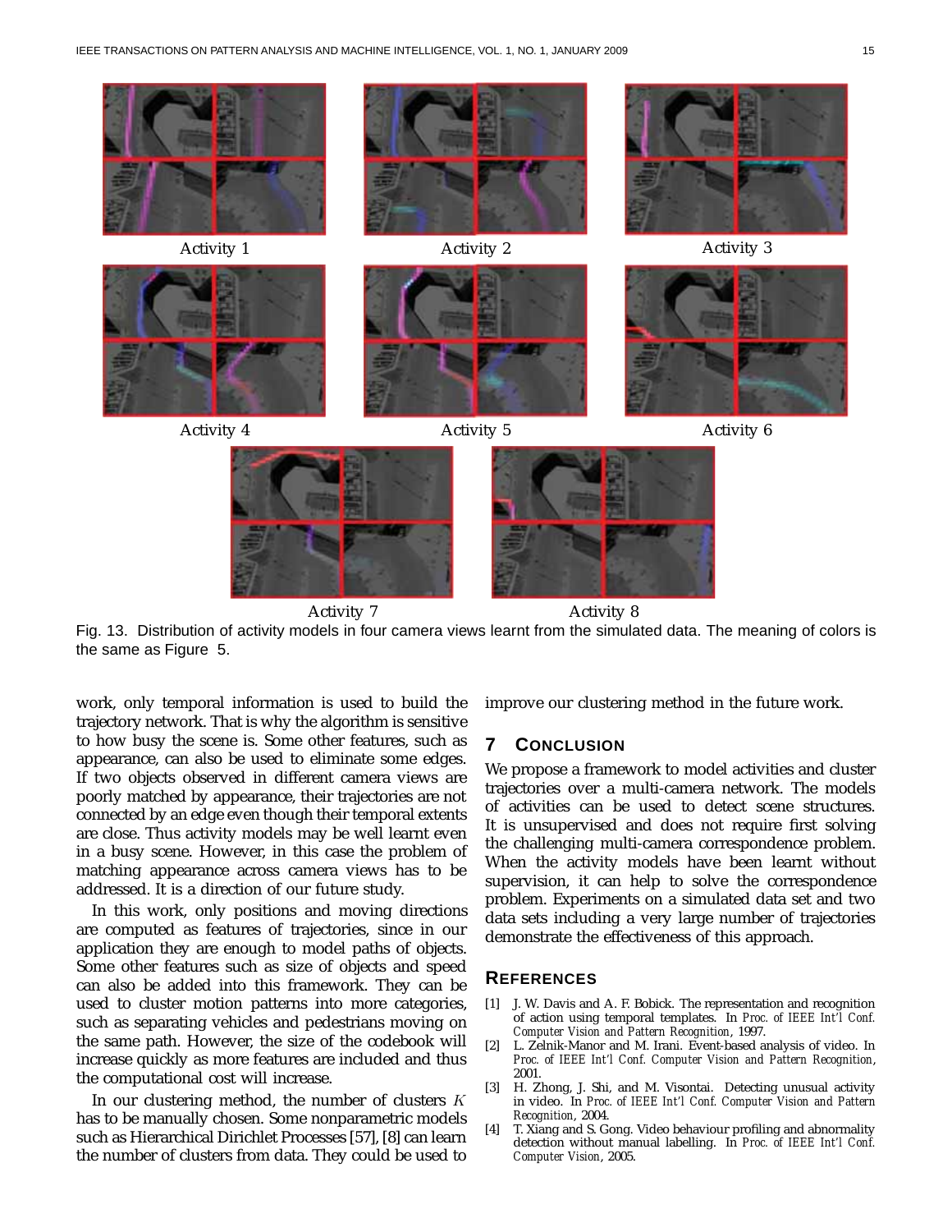Activity 1

Activity 2

Activity 3

Activity 4

Activity 5

Activity 6

Activity 7

Activity 8

Fig. 13. Distribution of activity models in four camera views learnt from the simulated data. The meaning of colors is the same as Figure 5.

work, only temporal information is used to build the trajectory network. That is why the algorithm is sensitive to how busy the scene is. Some other features, such as appearance, can also be used to eliminate some edges. If two objects observed in different camera views are poorly matched by appearance, their trajectories are not connected by an edge even though their temporal extents are close. Thus activity models may be well learnt even in a busy scene. However, in this case the problem of matching appearance across camera views has to be addressed. It is a direction of our future study.

In this work, only positions and moving directions are computed as features of trajectories, since in our application they are enough to model paths of objects. Some other features such as size of objects and speed can also be added into this framework. They can be used to cluster motion patterns into more categories, such as separating vehicles and pedestrians moving on the same path. However, the size of the codebook will increase quickly as more features are included and thus the computational cost will increase.

In our clustering method, the number of clusters $K$ has to be manually chosen. Some nonparametric models such as Hierarchical Dirichlet Processes [57], [8] can learn the number of clusters from data. They could be used to improve our clustering method in the future work.

## 7 Conclusion

We propose a framework to model activities and cluster trajectories over a multi-camera network. The models of activities can be used to detect scene structures. It is unsupervised and does not require first solving the challenging multi-camera correspondence problem. When the activity models have been learnt without supervision, it can help to solve the correspondence problem. Experiments on a simulated data set and two data sets including a very large number of trajectories demonstrate the effectiveness of this approach.

## References

[1] J. W. Davis and A. F. Bobick. The representation and recognition of action using temporal templates. In *Proc. of IEEE Int'l Conf. Computer Vision and Pattern Recognition*, 1997.

[2] L. Zelnik-Manor and M. Irani. Event-based analysis of video. In *Proc. of IEEE Int'l Conf. Computer Vision and Pattern Recognition*, 2001.

[3] H. Zhong, J. Shi, and M. Visontai. Detecting unusual activity in video. In *Proc. of IEEE Int'l Conf. Computer Vision and Pattern Recognition*, 2004.

[4] T. Xiang and S. Gong. Video behaviour profiling and abnormality detection without manual labelling. In *Proc. of IEEE Int'l Conf. Computer Vision*, 2005.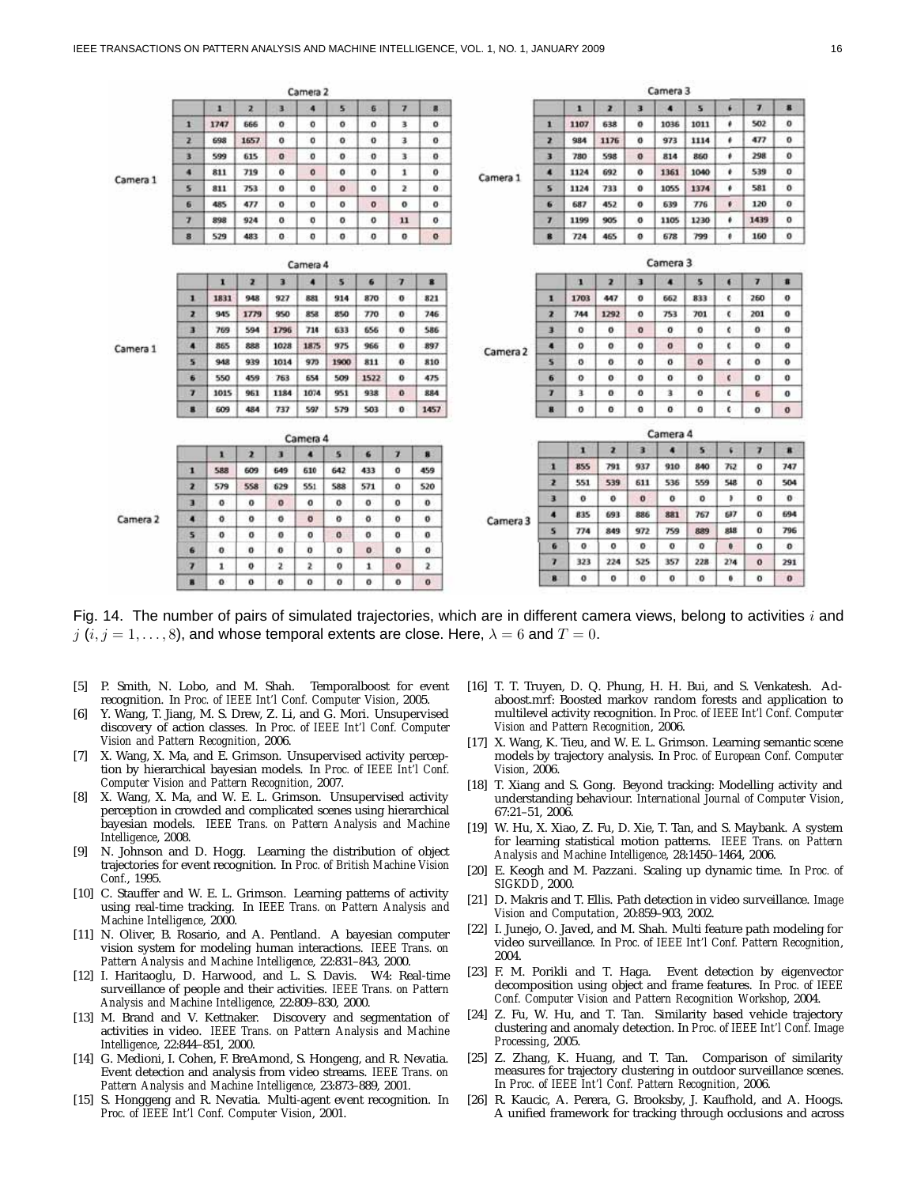**Camera 1 vs Camera 2**

| Camera 1 \ Camera 2 | 1 | 2 | 3 | 4 | 5 | 6 | 7 | 8 |
|---|---|---|---|---|---|---|---|---|
| 1 | 1747 | 666 | 0 | 0 | 0 | 0 | 3 | 0 |
| 2 | 698 | 1657 | 0 | 0 | 0 | 0 | 3 | 0 |
| 3 | 599 | 615 | 0 | 0 | 0 | 0 | 3 | 0 |
| 4 | 811 | 719 | 0 | 0 | 0 | 0 | 1 | 0 |
| 5 | 811 | 753 | 0 | 0 | 0 | 0 | 2 | 0 |
| 6 | 485 | 477 | 0 | 0 | 0 | 0 | 0 | 0 |
| 7 | 898 | 924 | 0 | 0 | 0 | 0 | 11 | 0 |
| 8 | 529 | 483 | 0 | 0 | 0 | 0 | 0 | 0 |

**Camera 1 vs Camera 3**

| Camera 1 \ Camera 3 | 1 | 2 | 3 | 4 | 5 | 6 | 7 | 8 |
|---|---|---|---|---|---|---|---|---|
| 1 | 1107 | 638 | 0 | 1036 | 1011 | 0 | 502 | 0 |
| 2 | 984 | 1176 | 0 | 973 | 1114 | 0 | 477 | 0 |
| 3 | 780 | 598 | 0 | 814 | 860 | 0 | 298 | 0 |
| 4 | 1124 | 692 | 0 | 1361 | 1040 | 0 | 539 | 0 |
| 5 | 1124 | 733 | 0 | 1055 | 1374 | 0 | 581 | 0 |
| 6 | 687 | 452 | 0 | 639 | 776 | 0 | 120 | 0 |
| 7 | 1199 | 905 | 0 | 1105 | 1230 | 0 | 1439 | 0 |
| 8 | 724 | 465 | 0 | 678 | 799 | 0 | 160 | 0 |

**Camera 1 vs Camera 4**

| Camera 1 \ Camera 4 | 1 | 2 | 3 | 4 | 5 | 6 | 7 | 8 |
|---|---|---|---|---|---|---|---|---|
| 1 | 1831 | 948 | 927 | 881 | 914 | 870 | 0 | 821 |
| 2 | 945 | 1779 | 950 | 858 | 850 | 770 | 0 | 746 |
| 3 | 769 | 594 | 1796 | 714 | 633 | 656 | 0 | 586 |
| 4 | 865 | 888 | 1028 | 1875 | 975 | 966 | 0 | 897 |
| 5 | 948 | 939 | 1014 | 970 | 1900 | 811 | 0 | 810 |
| 6 | 550 | 459 | 763 | 654 | 509 | 1522 | 0 | 475 |
| 7 | 1015 | 961 | 1184 | 1074 | 951 | 938 | 0 | 884 |
| 8 | 609 | 484 | 737 | 597 | 579 | 503 | 0 | 1457 |

**Camera 2 vs Camera 3**

| Camera 2 \ Camera 3 | 1 | 2 | 3 | 4 | 5 | 6 | 7 | 8 |
|---|---|---|---|---|---|---|---|---|
| 1 | 1703 | 447 | 0 | 662 | 833 | 0 | 260 | 0 |
| 2 | 744 | 1292 | 0 | 753 | 701 | 0 | 201 | 0 |
| 3 | 0 | 0 | 0 | 0 | 0 | 0 | 0 | 0 |
| 4 | 0 | 0 | 0 | 0 | 0 | 0 | 0 | 0 |
| 5 | 0 | 0 | 0 | 0 | 0 | 0 | 0 | 0 |
| 6 | 0 | 0 | 0 | 0 | 0 | 0 | 0 | 0 |
| 7 | 3 | 0 | 0 | 3 | 0 | 0 | 6 | 0 |
| 8 | 0 | 0 | 0 | 0 | 0 | 0 | 0 | 0 |

**Camera 2 vs Camera 4**

| Camera 2 \ Camera 4 | 1 | 2 | 3 | 4 | 5 | 6 | 7 | 8 |
|---|---|---|---|---|---|---|---|---|
| 1 | 588 | 609 | 649 | 610 | 642 | 433 | 0 | 459 |
| 2 | 579 | 558 | 629 | 551 | 588 | 571 | 0 | 520 |
| 3 | 0 | 0 | 0 | 0 | 0 | 0 | 0 | 0 |
| 4 | 0 | 0 | 0 | 0 | 0 | 0 | 0 | 0 |
| 5 | 0 | 0 | 0 | 0 | 0 | 0 | 0 | 0 |
| 6 | 0 | 0 | 0 | 0 | 0 | 0 | 0 | 0 |
| 7 | 1 | 0 | 2 | 2 | 0 | 1 | 0 | 2 |
| 8 | 0 | 0 | 0 | 0 | 0 | 0 | 0 | 0 |

**Camera 3 vs Camera 4**

| Camera 3 \ Camera 4 | 1 | 2 | 3 | 4 | 5 | 6 | 7 | 8 |
|---|---|---|---|---|---|---|---|---|
| 1 | 855 | 791 | 937 | 910 | 840 | 762 | 0 | 747 |
| 2 | 551 | 539 | 611 | 536 | 559 | 548 | 0 | 504 |
| 3 | 0 | 0 | 0 | 0 | 0 | 0 | 0 | 0 |
| 4 | 835 | 693 | 886 | 881 | 767 | 697 | 0 | 694 |
| 5 | 774 | 849 | 972 | 759 | 889 | 818 | 0 | 796 |
| 6 | 0 | 0 | 0 | 0 | 0 | 0 | 0 | 0 |
| 7 | 323 | 224 | 525 | 357 | 228 | 274 | 0 | 291 |
| 8 | 0 | 0 | 0 | 0 | 0 | 0 | 0 | 0 |

Fig. 14. The number of pairs of simulated trajectories, which are in different camera views, belong to activities $i$ and $j$ ($i, j = 1, \ldots, 8$), and whose temporal extents are close. Here, $\lambda = 6$ and $T = 0$.

[5] P. Smith, N. Lobo, and M. Shah. Temporalboost for event recognition. In *Proc. of IEEE Int'l Conf. Computer Vision*, 2005.

[6] Y. Wang, T. Jiang, M. S. Drew, Z. Li, and G. Mori. Unsupervised discovery of action classes. In *Proc. of IEEE Int'l Conf. Computer Vision and Pattern Recognition*, 2006.

[7] X. Wang, X. Ma, and E. Grimson. Unsupervised activity perception by hierarchical bayesian models. In *Proc. of IEEE Int'l Conf. Computer Vision and Pattern Recognition*, 2007.

[8] X. Wang, X. Ma, and W. E. L. Grimson. Unsupervised activity perception in crowded and complicated scenes using hierarchical bayesian models. *IEEE Trans. on Pattern Analysis and Machine Intelligence*, 2008.

[9] N. Johnson and D. Hogg. Learning the distribution of object trajectories for event recognition. In *Proc. of British Machine Vision Conf.*, 1995.

[10] C. Stauffer and W. E. L. Grimson. Learning patterns of activity using real-time tracking. In *IEEE Trans. on Pattern Analysis and Machine Intelligence*, 2000.

[11] N. Oliver, B. Rosario, and A. Pentland. A bayesian computer vision system for modeling human interactions. *IEEE Trans. on Pattern Analysis and Machine Intelligence*, 22:831–843, 2000.

[12] I. Haritaoglu, D. Harwood, and L. S. Davis. W4: Real-time surveillance of people and their activities. *IEEE Trans. on Pattern Analysis and Machine Intelligence*, 22:809–830, 2000.

[13] M. Brand and V. Kettnaker. Discovery and segmentation of activities in video. *IEEE Trans. on Pattern Analysis and Machine Intelligence*, 22:844–851, 2000.

[14] G. Medioni, I. Cohen, F. BreAmond, S. Hongeng, and R. Nevatia. Event detection and analysis from video streams. *IEEE Trans. on Pattern Analysis and Machine Intelligence*, 23:873–889, 2001.

[15] S. Honggeng and R. Nevatia. Multi-agent event recognition. In *Proc. of IEEE Int'l Conf. Computer Vision*, 2001.

[16] T. T. Truyen, D. Q. Phung, H. H. Bui, and S. Venkatesh. Adaboost.mrf: Boosted markov random forests and application to multilevel activity recognition. In *Proc. of IEEE Int'l Conf. Computer Vision and Pattern Recognition*, 2006.

[17] X. Wang, K. Tieu, and W. E. L. Grimson. Learning semantic scene models by trajectory analysis. In *Proc. of European Conf. Computer Vision*, 2006.

[18] T. Xiang and S. Gong. Beyond tracking: Modelling activity and understanding behaviour. *International Journal of Computer Vision*, 67:21–51, 2006.

[19] W. Hu, X. Xiao, Z. Fu, D. Xie, T. Tan, and S. Maybank. A system for learning statistical motion patterns. *IEEE Trans. on Pattern Analysis and Machine Intelligence*, 28:1450–1464, 2006.

[20] E. Keogh and M. Pazzani. Scaling up dynamic time. In *Proc. of SIGKDD*, 2000.

[21] D. Makris and T. Ellis. Path detection in video surveillance. *Image Vision and Computation*, 20:859–903, 2002.

[22] I. Junejo, O. Javed, and M. Shah. Multi feature path modeling for video surveillance. In *Proc. of IEEE Int'l Conf. Pattern Recognition*, 2004.

[23] F. M. Porikli and T. Haga. Event detection by eigenvector decomposition using object and frame features. In *Proc. of IEEE Conf. Computer Vision and Pattern Recognition Workshop*, 2004.

[24] Z. Fu, W. Hu, and T. Tan. Similarity based vehicle trajectory clustering and anomaly detection. In *Proc. of IEEE Int'l Conf. Image Processing*, 2005.

[25] Z. Zhang, K. Huang, and T. Tan. Comparison of similarity measures for trajectory clustering in outdoor surveillance scenes. In *Proc. of IEEE Int'l Conf. Pattern Recognition*, 2006.

[26] R. Kaucic, A. Perera, G. Brooksby, J. Kaufhold, and A. Hoogs. A unified framework for tracking through occlusions and across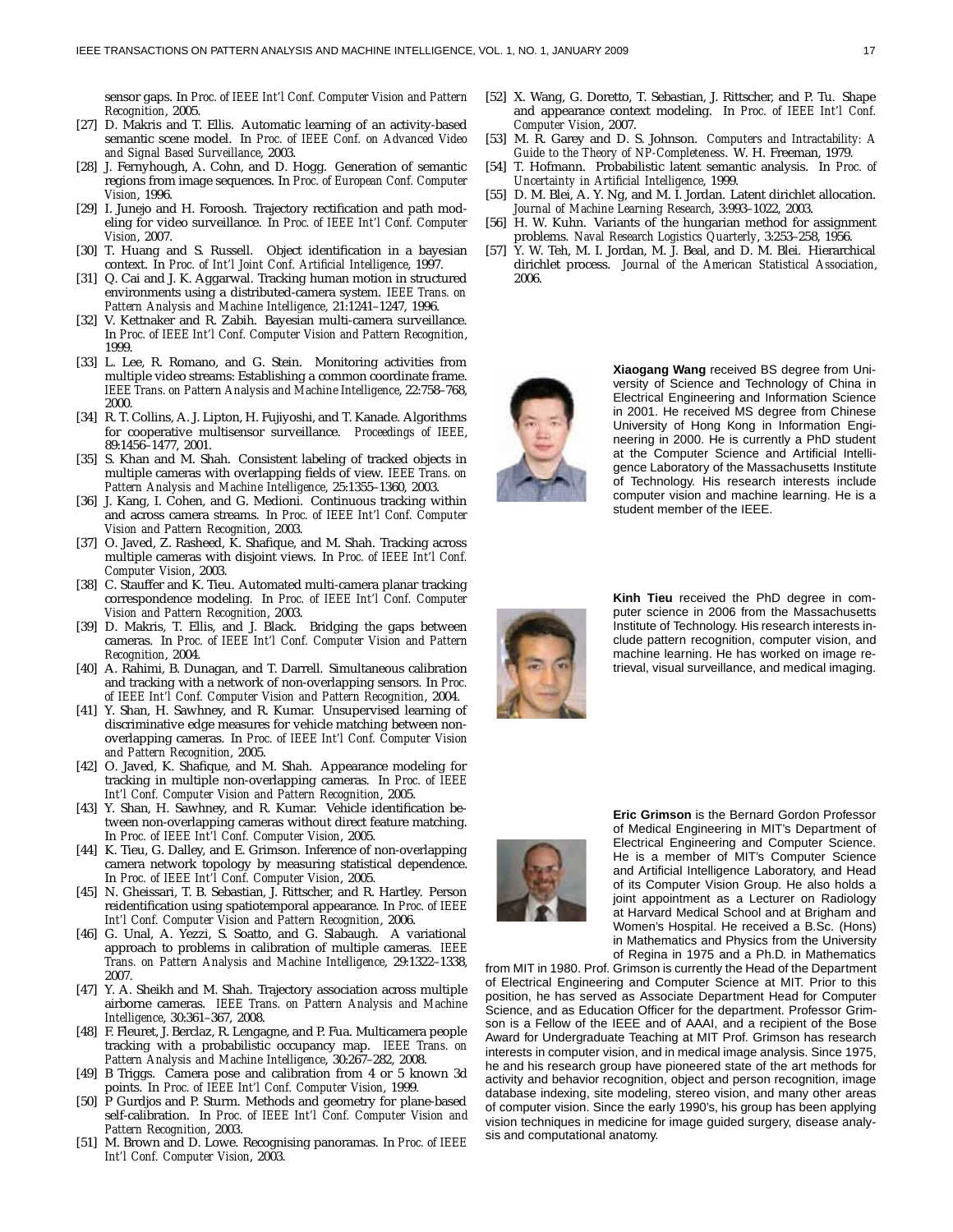sensor gaps. In *Proc. of IEEE Int'l Conf. Computer Vision and Pattern Recognition*, 2005.

[27] D. Makris and T. Ellis. Automatic learning of an activity-based semantic scene model. In *Proc. of IEEE Conf. on Advanced Video and Signal Based Surveillance*, 2003.

[28] J. Fernyhough, A. Cohn, and D. Hogg. Generation of semantic regions from image sequences. In *Proc. of European Conf. Computer Vision*, 1996.

[29] I. Junejo and H. Foroosh. Trajectory rectification and path modeling for video surveillance. In *Proc. of IEEE Int'l Conf. Computer Vision*, 2007.

[30] T. Huang and S. Russell. Object identification in a bayesian context. In *Proc. of Int'l Joint Conf. Artificial Intelligence*, 1997.

[31] Q. Cai and J. K. Aggarwal. Tracking human motion in structured environments using a distributed-camera system. *IEEE Trans. on Pattern Analysis and Machine Intelligence*, 21:1241–1247, 1996.

[32] V. Kettnaker and R. Zabih. Bayesian multi-camera surveillance. In *Proc. of IEEE Int'l Conf. Computer Vision and Pattern Recognition*, 1999.

[33] L. Lee, R. Romano, and G. Stein. Monitoring activities from multiple video streams: Establishing a common coordinate frame. *IEEE Trans. on Pattern Analysis and Machine Intelligence*, 22:758–768, 2000.

[34] R. T. Collins, A. J. Lipton, H. Fujiyoshi, and T. Kanade. Algorithms for cooperative multisensor surveillance. *Proceedings of IEEE*, 89:1456–1477, 2001.

[35] S. Khan and M. Shah. Consistent labeling of tracked objects in multiple cameras with overlapping fields of view. *IEEE Trans. on Pattern Analysis and Machine Intelligence*, 25:1355–1360, 2003.

[36] J. Kang, I. Cohen, and G. Medioni. Continuous tracking within and across camera streams. In *Proc. of IEEE Int'l Conf. Computer Vision and Pattern Recognition*, 2003.

[37] O. Javed, Z. Rasheed, K. Shafique, and M. Shah. Tracking across multiple cameras with disjoint views. In *Proc. of IEEE Int'l Conf. Computer Vision*, 2003.

[38] C. Stauffer and K. Tieu. Automated multi-camera planar tracking correspondence modeling. In *Proc. of IEEE Int'l Conf. Computer Vision and Pattern Recognition*, 2003.

[39] D. Makris, T. Ellis, and J. Black. Bridging the gaps between cameras. In *Proc. of IEEE Int'l Conf. Computer Vision and Pattern Recognition*, 2004.

[40] A. Rahimi, B. Dunagan, and T. Darrell. Simultaneous calibration and tracking with a network of non-overlapping sensors. In *Proc. of IEEE Int'l Conf. Computer Vision and Pattern Recognition*, 2004.

[41] Y. Shan, H. Sawhney, and R. Kumar. Unsupervised learning of discriminative edge measures for vehicle matching between non-overlapping cameras. In *Proc. of IEEE Int'l Conf. Computer Vision and Pattern Recognition*, 2005.

[42] O. Javed, K. Shafique, and M. Shah. Appearance modeling for tracking in multiple non-overlapping cameras. In *Proc. of IEEE Int'l Conf. Computer Vision and Pattern Recognition*, 2005.

[43] Y. Shan, H. Sawhney, and R. Kumar. Vehicle identification between non-overlapping cameras without direct feature matching. In *Proc. of IEEE Int'l Conf. Computer Vision*, 2005.

[44] K. Tieu, G. Dalley, and E. Grimson. Inference of non-overlapping camera network topology by measuring statistical dependence. In *Proc. of IEEE Int'l Conf. Computer Vision*, 2005.

[45] N. Gheissari, T. B. Sebastian, J. Rittscher, and R. Hartley. Person reidentification using spatiotemporal appearance. In *Proc. of IEEE Int'l Conf. Computer Vision and Pattern Recognition*, 2006.

[46] G. Unal, A. Yezzi, S. Soatto, and G. Slabaugh. A variational approach to problems in calibration of multiple cameras. *IEEE Trans. on Pattern Analysis and Machine Intelligence*, 29:1322–1338, 2007.

[47] Y. A. Sheikh and M. Shah. Trajectory association across multiple airborne cameras. *IEEE Trans. on Pattern Analysis and Machine Intelligence*, 30:361–367, 2008.

[48] F. Fleuret, J. Berclaz, R. Lengagne, and P. Fua. Multicamera people tracking with a probabilistic occupancy map. *IEEE Trans. on Pattern Analysis and Machine Intelligence*, 30:267–282, 2008.

[49] B Triggs. Camera pose and calibration from 4 or 5 known 3d points. In *Proc. of IEEE Int'l Conf. Computer Vision*, 1999.

[50] P Gurdjos and P. Sturm. Methods and geometry for plane-based self-calibration. In *Proc. of IEEE Int'l Conf. Computer Vision and Pattern Recognition*, 2003.

[51] M. Brown and D. Lowe. Recognising panoramas. In *Proc. of IEEE Int'l Conf. Computer Vision*, 2003.

[52] X. Wang, G. Doretto, T. Sebastian, J. Rittscher, and P. Tu. Shape and appearance context modeling. In *Proc. of IEEE Int'l Conf. Computer Vision*, 2007.

[53] M. R. Garey and D. S. Johnson. *Computers and Intractability: A Guide to the Theory of NP-Completeness*. W. H. Freeman, 1979.

[54] T. Hofmann. Probabilistic latent semantic analysis. In *Proc. of Uncertainty in Artificial Intelligence*, 1999.

[55] D. M. Blei, A. Y. Ng, and M. I. Jordan. Latent dirichlet allocation. *Journal of Machine Learning Research*, 3:993–1022, 2003.

[56] H. W. Kuhn. Variants of the hungarian method for assignment problems. *Naval Research Logistics Quarterly*, 3:253–258, 1956.

[57] Y. W. Teh, M. I. Jordan, M. J. Beal, and D. M. Blei. Hierarchical dirichlet process. *Journal of the American Statistical Association*, 2006.

**Xiaogang Wang** received BS degree from University of Science and Technology of China in Electrical Engineering and Information Science in 2001. He received MS degree from Chinese University of Hong Kong in Information Engineering in 2000. He is currently a PhD student at the Computer Science and Artificial Intelligence Laboratory of the Massachusetts Institute of Technology. His research interests include computer vision and machine learning. He is a student member of the IEEE.

**Kinh Tieu** received the PhD degree in computer science in 2006 from the Massachusetts Institute of Technology. His research interests include pattern recognition, computer vision, and machine learning. He has worked on image retrieval, visual surveillance, and medical imaging.

**Eric Grimson** is the Bernard Gordon Professor of Medical Engineering in MIT's Department of Electrical Engineering and Computer Science. He is a member of MIT's Computer Science and Artificial Intelligence Laboratory, and Head of its Computer Vision Group. He also holds a joint appointment as a Lecturer on Radiology at Harvard Medical School and at Brigham and Women's Hospital. He received a B.Sc. (Hons) in Mathematics and Physics from the University of Regina in 1975 and a Ph.D. in Mathematics from MIT in 1980. Prof. Grimson is currently the Head of the Department of Electrical Engineering and Computer Science at MIT. Prior to this position, he has served as Associate Department Head for Computer Science, and as Education Officer for the department. Professor Grimson is a Fellow of the IEEE and of AAAI, and a recipient of the Bose Award for Undergraduate Teaching at MIT Prof. Grimson has research interests in computer vision, and in medical image analysis. Since 1975, he and his research group have pioneered state of the art methods for activity and behavior recognition, object and person recognition, image database indexing, site modeling, stereo vision, and many other areas of computer vision. Since the early 1990's, his group has been applying vision techniques in medicine for image guided surgery, disease analysis and computational anatomy.